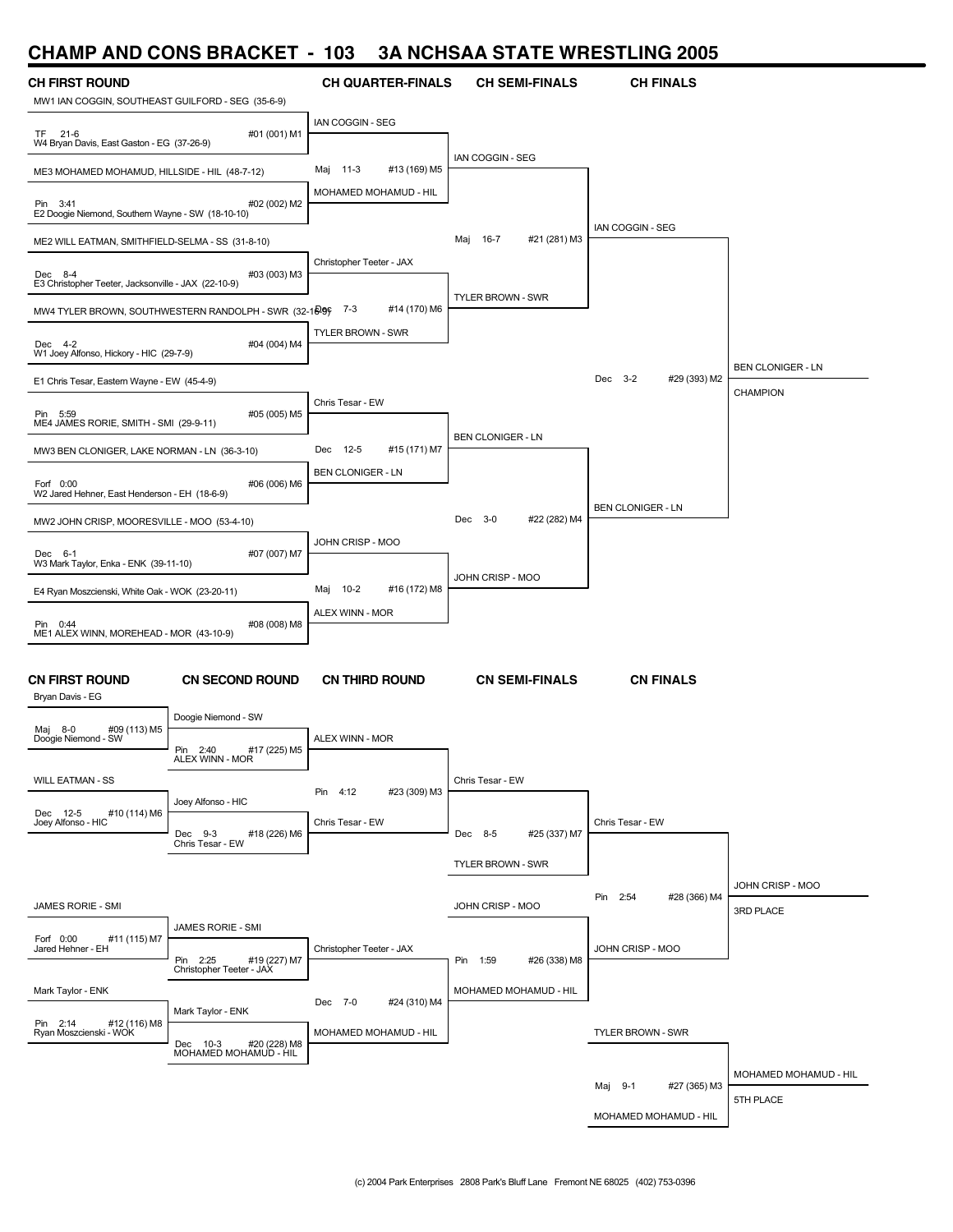# CHAMP AND CONS BRACKET - 103 3A NCHSAA STATE WRESTLING 2005

## CH FIRST ROUND

MW1 IAN COGGIN, SOUTHEAST GUILFORD - SEG (35-6-9)
TF 21-6 — #01 (001) M1
W4 Bryan Davis, East Gaston - EG (37-26-9)

ME3 MOHAMED MOHAMUD, HILLSIDE - HIL (48-7-12)
Pin 3:41 — #02 (002) M2
E2 Doogie Niemond, Southern Wayne - SW (18-10-10)

ME2 WILL EATMAN, SMITHFIELD-SELMA - SS (31-8-10)
Dec 8-4 — #03 (003) M3
E3 Christopher Teeter, Jacksonville - JAX (22-10-9)

MW4 TYLER BROWN, SOUTHWESTERN RANDOLPH - SWR (32-16-9)
Dec 4-2 — #04 (004) M4
W1 Joey Alfonso, Hickory - HIC (29-7-9)

E1 Chris Tesar, Eastern Wayne - EW (45-4-9)
Pin 5:59 — #05 (005) M5
ME4 JAMES RORIE, SMITH - SMI (29-9-11)

MW3 BEN CLONIGER, LAKE NORMAN - LN (36-3-10)
Forf 0:00 — #06 (006) M6
W2 Jared Hehner, East Henderson - EH (18-6-9)

MW2 JOHN CRISP, MOORESVILLE - MOO (53-4-10)
Dec 6-1 — #07 (007) M7
W3 Mark Taylor, Enka - ENK (39-11-10)

E4 Ryan Moszcienski, White Oak - WOK (23-20-11)
Pin 0:44 — #08 (008) M8
ME1 ALEX WINN, MOREHEAD - MOR (43-10-9)

## CH QUARTER-FINALS

IAN COGGIN - SEG
Maj 11-3 — #13 (169) M5
MOHAMED MOHAMUD - HIL

Christopher Teeter - JAX
Dec 7-3 — #14 (170) M6
TYLER BROWN - SWR

Chris Tesar - EW
Dec 12-5 — #15 (171) M7
BEN CLONIGER - LN

JOHN CRISP - MOO
Maj 10-2 — #16 (172) M8
ALEX WINN - MOR

## CH SEMI-FINALS

IAN COGGIN - SEG
Maj 16-7 — #21 (281) M3
TYLER BROWN - SWR

BEN CLONIGER - LN
Dec 3-0 — #22 (282) M4
JOHN CRISP - MOO

## CH FINALS

IAN COGGIN - SEG
Dec 3-2 — #29 (393) M2
BEN CLONIGER - LN

BEN CLONIGER - LN
CHAMPION

## CN FIRST ROUND

Bryan Davis - EG
Maj 8-0 — #09 (113) M5
Doogie Niemond - SW

WILL EATMAN - SS
Dec 12-5 — #10 (114) M6
Joey Alfonso - HIC

JAMES RORIE - SMI
Forf 0:00 — #11 (115) M7
Jared Hehner - EH

Mark Taylor - ENK
Pin 2:14 — #12 (116) M8
Ryan Moszcienski - WOK

## CN SECOND ROUND

Doogie Niemond - SW
Pin 2:40 — #17 (225) M5
ALEX WINN - MOR

Joey Alfonso - HIC
Dec 9-3 — #18 (226) M6
Chris Tesar - EW

JAMES RORIE - SMI
Pin 2:25 — #19 (227) M7
Christopher Teeter - JAX

Mark Taylor - ENK
Dec 10-3 — #20 (228) M8
MOHAMED MOHAMUD - HIL

## CN THIRD ROUND

ALEX WINN - MOR
Pin 4:12 — #23 (309) M3
Chris Tesar - EW

Christopher Teeter - JAX
Dec 7-0 — #24 (310) M4
MOHAMED MOHAMUD - HIL

## CN SEMI-FINALS

Chris Tesar - EW
Dec 8-5 — #25 (337) M7
TYLER BROWN - SWR

JOHN CRISP - MOO
Pin 1:59 — #26 (338) M8
MOHAMED MOHAMUD - HIL

## CN FINALS

Chris Tesar - EW
Pin 2:54 — #28 (366) M4
JOHN CRISP - MOO

JOHN CRISP - MOO
3RD PLACE

TYLER BROWN - SWR
Maj 9-1 — #27 (365) M3
MOHAMED MOHAMUD - HIL

MOHAMED MOHAMUD - HIL
5TH PLACE

(c) 2004 Park Enterprises 2808 Park's Bluff Lane Fremont NE 68025 (402) 753-0396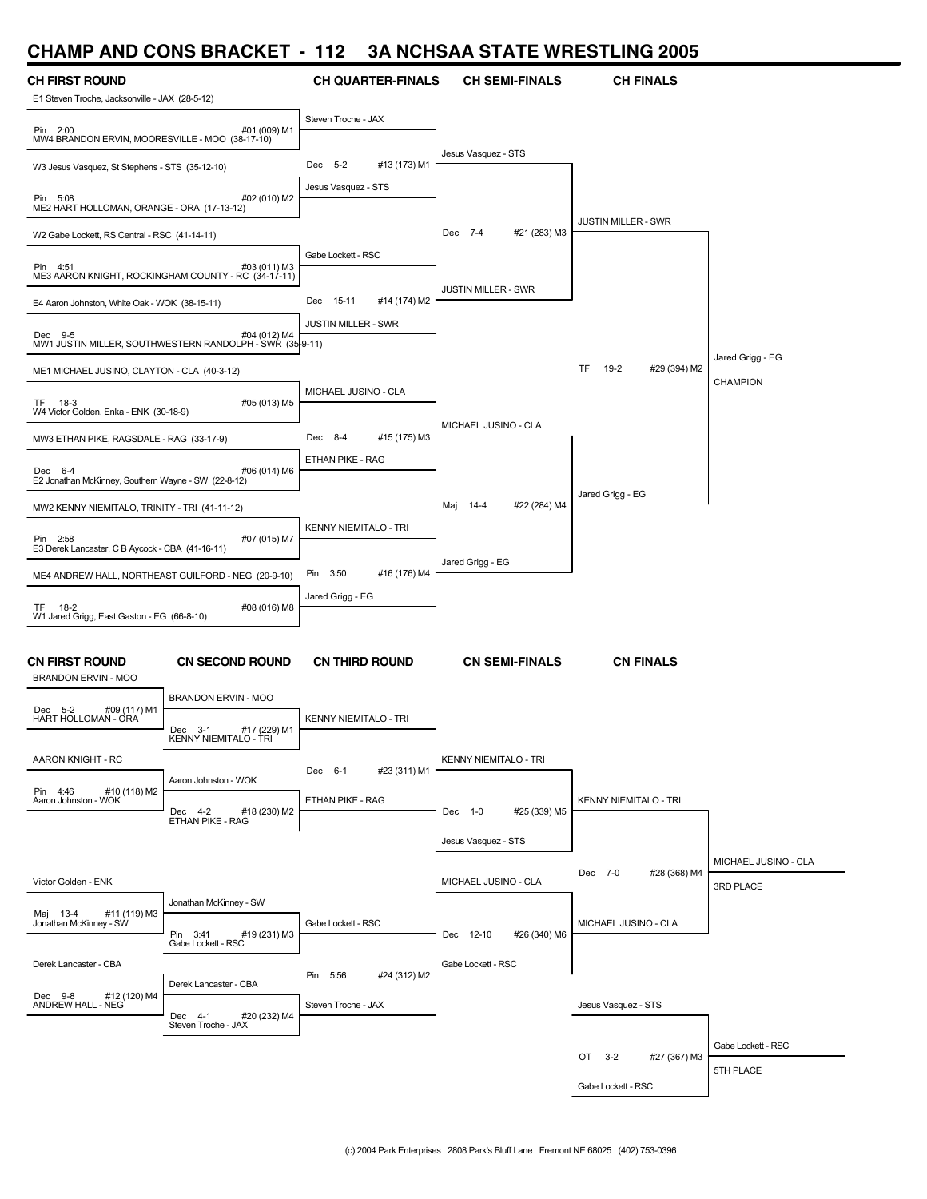# CHAMP AND CONS BRACKET - 112 3A NCHSAA STATE WRESTLING 2005

## CH FIRST ROUND

- E1 Steven Troche, Jacksonville - JAX (28-5-12)
  - Pin 2:00 — #01 (009) M1
- MW4 BRANDON ERVIN, MOORESVILLE - MOO (38-17-10)
- W3 Jesus Vasquez, St Stephens - STS (35-12-10)
  - Pin 5:08 — #02 (010) M2
- ME2 HART HOLLOMAN, ORANGE - ORA (17-13-12)
- W2 Gabe Lockett, RS Central - RSC (41-14-11)
  - Pin 4:51 — #03 (011) M3
- ME3 AARON KNIGHT, ROCKINGHAM COUNTY - RC (34-17-11)
- E4 Aaron Johnston, White Oak - WOK (38-15-11)
  - Dec 9-5 — #04 (012) M4
- MW1 JUSTIN MILLER, SOUTHWESTERN RANDOLPH - SWR (35-9-11)
- ME1 MICHAEL JUSINO, CLAYTON - CLA (40-3-12)
  - TF 18-3 — #05 (013) M5
- W4 Victor Golden, Enka - ENK (30-18-9)
- MW3 ETHAN PIKE, RAGSDALE - RAG (33-17-9)
  - Dec 6-4 — #06 (014) M6
- E2 Jonathan McKinney, Southern Wayne - SW (22-8-12)
- MW2 KENNY NIEMITALO, TRINITY - TRI (41-11-12)
  - Pin 2:58 — #07 (015) M7
- E3 Derek Lancaster, C B Aycock - CBA (41-16-11)
- ME4 ANDREW HALL, NORTHEAST GUILFORD - NEG (20-9-10)
  - TF 18-2 — #08 (016) M8
- W1 Jared Grigg, East Gaston - EG (66-8-10)

## CH QUARTER-FINALS

- Steven Troche - JAX vs Jesus Vasquez - STS — Dec 5-2 — #13 (173) M1
- Gabe Lockett - RSC vs JUSTIN MILLER - SWR — Dec 15-11 — #14 (174) M2
- MICHAEL JUSINO - CLA vs ETHAN PIKE - RAG — Dec 8-4 — #15 (175) M3
- KENNY NIEMITALO - TRI vs Jared Grigg - EG — Pin 3:50 — #16 (176) M4

## CH SEMI-FINALS

- Jesus Vasquez - STS vs JUSTIN MILLER - SWR — Dec 7-4 — #21 (283) M3
- MICHAEL JUSINO - CLA vs Jared Grigg - EG — Maj 14-4 — #22 (284) M4

## CH FINALS

- JUSTIN MILLER - SWR vs Jared Grigg - EG — TF 19-2 — #29 (394) M2
- Jared Grigg - EG — CHAMPION

## CN FIRST ROUND

- BRANDON ERVIN - MOO vs HART HOLLOMAN - ORA — Dec 5-2 — #09 (117) M1
- AARON KNIGHT - RC vs Aaron Johnston - WOK — Pin 4:46 — #10 (118) M2
- Victor Golden - ENK vs Jonathan McKinney - SW — Maj 13-4 — #11 (119) M3
- Derek Lancaster - CBA vs ANDREW HALL - NEG — Dec 9-8 — #12 (120) M4

## CN SECOND ROUND

- BRANDON ERVIN - MOO vs KENNY NIEMITALO - TRI — Dec 3-1 — #17 (229) M1
- Aaron Johnston - WOK vs ETHAN PIKE - RAG — Dec 4-2 — #18 (230) M2
- Jonathan McKinney - SW vs Gabe Lockett - RSC — Pin 3:41 — #19 (231) M3
- Derek Lancaster - CBA vs Steven Troche - JAX — Dec 4-1 — #20 (232) M4

## CN THIRD ROUND

- KENNY NIEMITALO - TRI vs ETHAN PIKE - RAG — Dec 6-1 — #23 (311) M1
- Gabe Lockett - RSC vs Steven Troche - JAX — Pin 5:56 — #24 (312) M2

## CN SEMI-FINALS

- KENNY NIEMITALO - TRI vs Jesus Vasquez - STS — Dec 1-0 — #25 (339) M5
- MICHAEL JUSINO - CLA vs Gabe Lockett - RSC — Dec 12-10 — #26 (340) M6

## CN FINALS

- KENNY NIEMITALO - TRI vs MICHAEL JUSINO - CLA — Dec 7-0 — #28 (368) M4
- MICHAEL JUSINO - CLA — 3RD PLACE
- Jesus Vasquez - STS vs Gabe Lockett - RSC — OT 3-2 — #27 (367) M3
- Gabe Lockett - RSC — 5TH PLACE

(c) 2004 Park Enterprises 2808 Park's Bluff Lane Fremont NE 68025 (402) 753-0396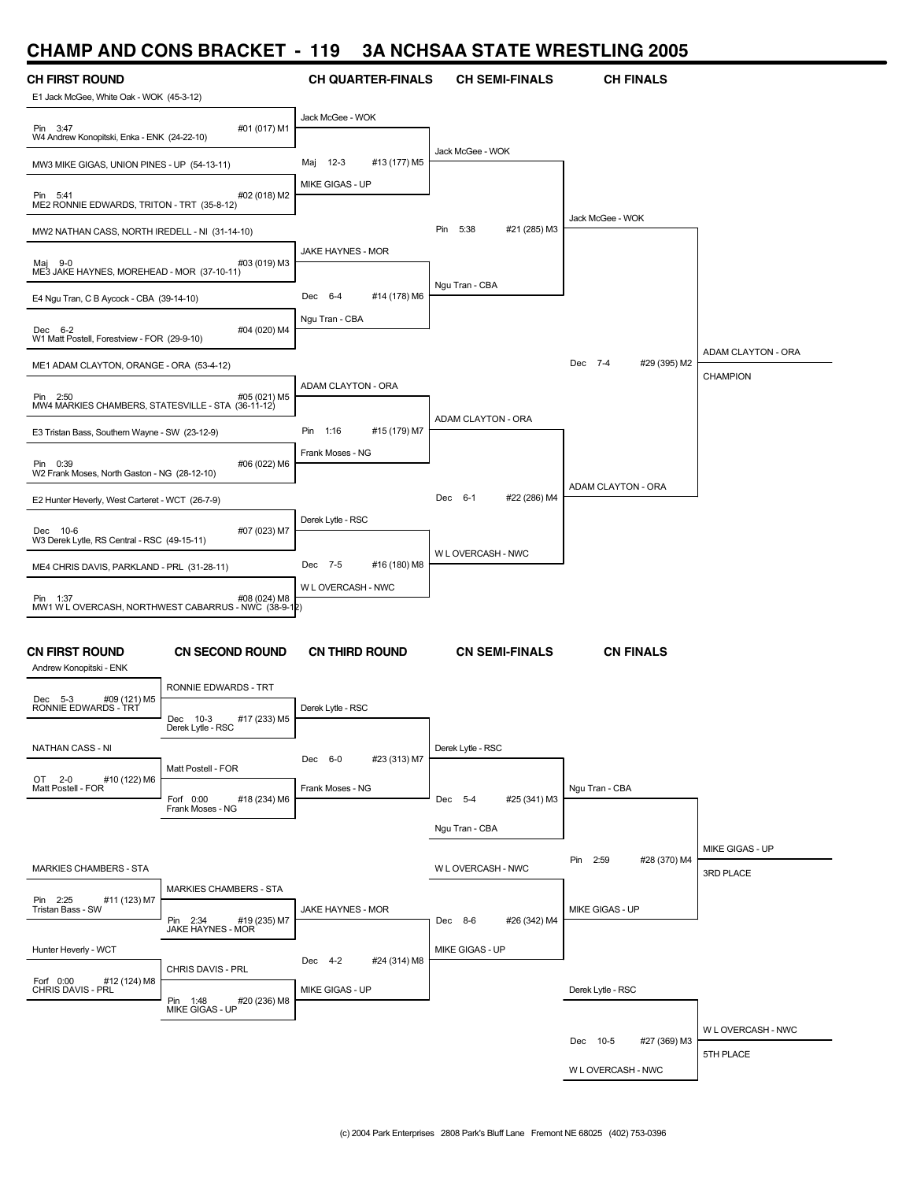# CHAMP AND CONS BRACKET - 119 3A NCHSAA STATE WRESTLING 2005

## CH FIRST ROUND

| Match | Wrestler 1 | Wrestler 2 | Result |
|---|---|---|---|
| #01 (017) M1 | E1 Jack McGee, White Oak - WOK (45-3-12) | W4 Andrew Konopitski, Enka - ENK (24-22-10) | Pin 3:47 |
| #02 (018) M2 | MW3 MIKE GIGAS, UNION PINES - UP (54-13-11) | ME2 RONNIE EDWARDS, TRITON - TRT (35-8-12) | Pin 5:41 |
| #03 (019) M3 | MW2 NATHAN CASS, NORTH IREDELL - NI (31-14-10) | ME3 JAKE HAYNES, MOREHEAD - MOR (37-10-11) | Maj 9-0 |
| #04 (020) M4 | E4 Ngu Tran, C B Aycock - CBA (39-14-10) | W1 Matt Postell, Forestview - FOR (29-9-10) | Dec 6-2 |
| #05 (021) M5 | ME1 ADAM CLAYTON, ORANGE - ORA (53-4-12) | MW4 MARKIES CHAMBERS, STATESVILLE - STA (36-11-12) | Pin 2:50 |
| #06 (022) M6 | E3 Tristan Bass, Southern Wayne - SW (23-12-9) | W2 Frank Moses, North Gaston - NG (28-12-10) | Pin 0:39 |
| #07 (023) M7 | E2 Hunter Heverly, West Carteret - WCT (26-7-9) | W3 Derek Lytle, RS Central - RSC (49-15-11) | Dec 10-6 |
| #08 (024) M8 | ME4 CHRIS DAVIS, PARKLAND - PRL (31-28-11) | MW1 W L OVERCASH, NORTHWEST CABARRUS - NWC (38-9-12) | Pin 1:37 |

## CH QUARTER-FINALS

| Match | Wrestler 1 | Wrestler 2 | Result |
|---|---|---|---|
| #13 (177) M5 | Jack McGee - WOK | MIKE GIGAS - UP | Maj 12-3 |
| #14 (178) M6 | JAKE HAYNES - MOR | Ngu Tran - CBA | Dec 6-4 |
| #15 (179) M7 | ADAM CLAYTON - ORA | Frank Moses - NG | Pin 1:16 |
| #16 (180) M8 | Derek Lytle - RSC | W L OVERCASH - NWC | Dec 7-5 |

## CH SEMI-FINALS

| Match | Wrestler 1 | Wrestler 2 | Result |
|---|---|---|---|
| #21 (285) M3 | Jack McGee - WOK | Ngu Tran - CBA | Pin 5:38 |
| #22 (286) M4 | ADAM CLAYTON - ORA | W L OVERCASH - NWC | Dec 6-1 |

## CH FINALS

| Match | Wrestler 1 | Wrestler 2 | Result |
|---|---|---|---|
| #29 (395) M2 | Jack McGee - WOK | ADAM CLAYTON - ORA | Dec 7-4 |

**CHAMPION:** ADAM CLAYTON - ORA

## CN FIRST ROUND

| Match | Wrestler 1 | Wrestler 2 | Result |
|---|---|---|---|
| #09 (121) M5 | Andrew Konopitski - ENK | RONNIE EDWARDS - TRT | Dec 5-3 |
| #10 (122) M6 | NATHAN CASS - NI | Matt Postell - FOR | OT 2-0 |
| #11 (123) M7 | MARKIES CHAMBERS - STA | Tristan Bass - SW | Pin 2:25 |
| #12 (124) M8 | Hunter Heverly - WCT | CHRIS DAVIS - PRL | Forf 0:00 |

## CN SECOND ROUND

| Match | Wrestler 1 | Wrestler 2 | Result |
|---|---|---|---|
| #17 (233) M5 | RONNIE EDWARDS - TRT | Derek Lytle - RSC | Dec 10-3 |
| #18 (234) M6 | Matt Postell - FOR | Frank Moses - NG | Forf 0:00 |
| #19 (235) M7 | MARKIES CHAMBERS - STA | JAKE HAYNES - MOR | Pin 2:34 |
| #20 (236) M8 | CHRIS DAVIS - PRL | MIKE GIGAS - UP | Pin 1:48 |

## CN THIRD ROUND

| Match | Wrestler 1 | Wrestler 2 | Result |
|---|---|---|---|
| #23 (313) M7 | Derek Lytle - RSC | Frank Moses - NG | Dec 6-0 |
| #24 (314) M8 | JAKE HAYNES - MOR | MIKE GIGAS - UP | Dec 4-2 |

## CN SEMI-FINALS

| Match | Wrestler 1 | Wrestler 2 | Result |
|---|---|---|---|
| #25 (341) M3 | Derek Lytle - RSC | Ngu Tran - CBA | Dec 5-4 |
| #26 (342) M4 | W L OVERCASH - NWC | MIKE GIGAS - UP | Dec 8-6 |

## CN FINALS

| Match | Wrestler 1 | Wrestler 2 | Result |
|---|---|---|---|
| #28 (370) M4 | Ngu Tran - CBA | MIKE GIGAS - UP | Pin 2:59 |
| #27 (369) M3 | Derek Lytle - RSC | W L OVERCASH - NWC | Dec 10-5 |

**3RD PLACE:** MIKE GIGAS - UP

**5TH PLACE:** W L OVERCASH - NWC

(c) 2004 Park Enterprises 2808 Park's Bluff Lane Fremont NE 68025 (402) 753-0396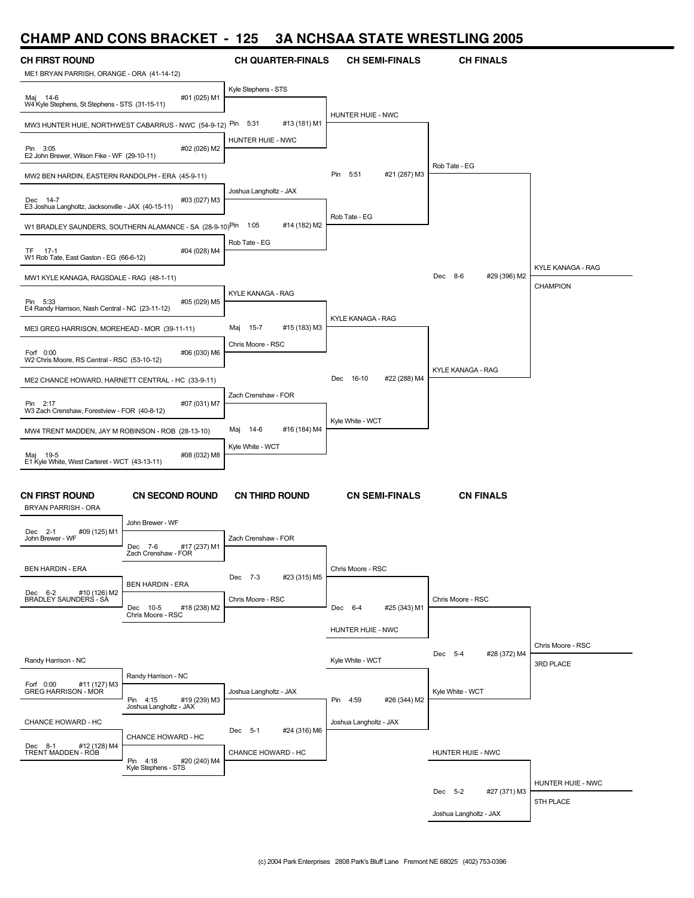# CHAMP AND CONS BRACKET - 125 3A NCHSAA STATE WRESTLING 2005

## CH FIRST ROUND

ME1 BRYAN PARRISH, ORANGE - ORA (41-14-12)
Maj 14-6 #01 (025) M1
W4 Kyle Stephens, St Stephens - STS (31-15-11)

MW3 HUNTER HUIE, NORTHWEST CABARRUS - NWC (54-9-12)
Pin 3:05 #02 (026) M2
E2 John Brewer, Wilson Fike - WF (29-10-11)

MW2 BEN HARDIN, EASTERN RANDOLPH - ERA (45-9-11)
Dec 14-7 #03 (027) M3
E3 Joshua Langholtz, Jacksonville - JAX (40-15-11)

W1 BRADLEY SAUNDERS, SOUTHERN ALAMANCE - SA (28-9-10)
TF 17-1 #04 (028) M4
W1 Rob Tate, East Gaston - EG (66-6-12)

MW1 KYLE KANAGA, RAGSDALE - RAG (48-1-11)
Pin 5:33 #05 (029) M5
E4 Randy Harrison, Nash Central - NC (23-11-12)

ME3 GREG HARRISON, MOREHEAD - MOR (39-11-11)
Forf 0:00 #06 (030) M6
W2 Chris Moore, RS Central - RSC (53-10-12)

ME2 CHANCE HOWARD, HARNETT CENTRAL - HC (33-9-11)
Pin 2:17 #07 (031) M7
W3 Zach Crenshaw, Forestview - FOR (40-8-12)

MW4 TRENT MADDEN, JAY M ROBINSON - ROB (28-13-10)
Maj 19-5 #08 (032) M8
E1 Kyle White, West Carteret - WCT (43-13-11)

## CH QUARTER-FINALS

Kyle Stephens - STS
Pin 5:31 #13 (181) M1
HUNTER HUIE - NWC

Joshua Langholtz - JAX
Pin 1:05 #14 (182) M2
Rob Tate - EG

KYLE KANAGA - RAG
Maj 15-7 #15 (183) M3
Chris Moore - RSC

Zach Crenshaw - FOR
Maj 14-6 #16 (184) M4
Kyle White - WCT

## CH SEMI-FINALS

HUNTER HUIE - NWC
Pin 5:51 #21 (287) M3
Rob Tate - EG

KYLE KANAGA - RAG
Dec 16-10 #22 (288) M4
Kyle White - WCT

## CH FINALS

Rob Tate - EG
Dec 8-6 #29 (396) M2
KYLE KANAGA - RAG

KYLE KANAGA - RAG
CHAMPION

## CN FIRST ROUND

BRYAN PARRISH - ORA
Dec 2-1 #09 (125) M1
John Brewer - WF

BEN HARDIN - ERA
Dec 6-2 #10 (126) M2
BRADLEY SAUNDERS - SA

Randy Harrison - NC
Forf 0:00 #11 (127) M3
GREG HARRISON - MOR

CHANCE HOWARD - HC
Dec 8-1 #12 (128) M4
TRENT MADDEN - ROB

## CN SECOND ROUND

John Brewer - WF
Dec 7-6 #17 (237) M1
Zach Crenshaw - FOR

BEN HARDIN - ERA
Dec 10-5 #18 (238) M2
Chris Moore - RSC

Randy Harrison - NC
Pin 4:15 #19 (239) M3
Joshua Langholtz - JAX

CHANCE HOWARD - HC
Pin 4:18 #20 (240) M4
Kyle Stephens - STS

## CN THIRD ROUND

Zach Crenshaw - FOR
Dec 7-3 #23 (315) M5
Chris Moore - RSC

Joshua Langholtz - JAX
Dec 5-1 #24 (316) M6
CHANCE HOWARD - HC

## CN SEMI-FINALS

Chris Moore - RSC
Dec 6-4 #25 (343) M1
HUNTER HUIE - NWC

Kyle White - WCT
Pin 4:59 #26 (344) M2
Joshua Langholtz - JAX

## CN FINALS

Chris Moore - RSC
Dec 5-4 #28 (372) M4
Kyle White - WCT

Chris Moore - RSC
3RD PLACE

HUNTER HUIE - NWC
Dec 5-2 #27 (371) M3
Joshua Langholtz - JAX

HUNTER HUIE - NWC
5TH PLACE

(c) 2004 Park Enterprises 2808 Park's Bluff Lane Fremont NE 68025 (402) 753-0396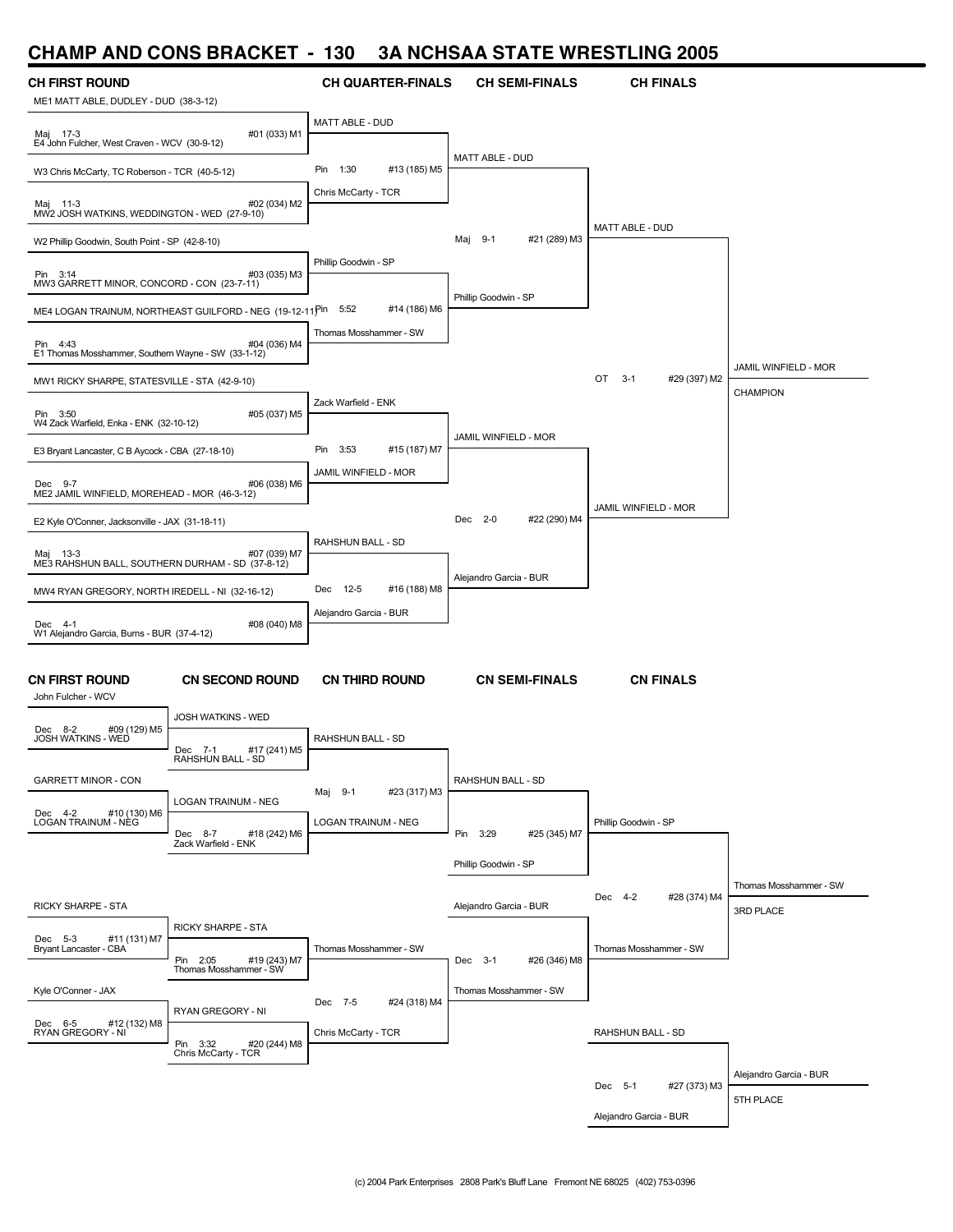# CHAMP AND CONS BRACKET - 130 3A NCHSAA STATE WRESTLING 2005

## CH FIRST ROUND

- ME1 MATT ABLE, DUDLEY - DUD (38-3-12)
  - Maj 17-3 #01 (033) M1
- E4 John Fulcher, West Craven - WCV (30-9-12)
- W3 Chris McCarty, TC Roberson - TCR (40-5-12)
  - Maj 11-3 #02 (034) M2
- MW2 JOSH WATKINS, WEDDINGTON - WED (27-9-10)
- W2 Phillip Goodwin, South Point - SP (42-8-10)
  - Pin 3:14 #03 (035) M3
- MW3 GARRETT MINOR, CONCORD - CON (23-7-11)
- ME4 LOGAN TRAINUM, NORTHEAST GUILFORD - NEG (19-12-11)
  - Pin 4:43 #04 (036) M4
- E1 Thomas Mosshammer, Southern Wayne - SW (33-1-12)
- MW1 RICKY SHARPE, STATESVILLE - STA (42-9-10)
  - Pin 3:50 #05 (037) M5
- W4 Zack Warfield, Enka - ENK (32-10-12)
- E3 Bryant Lancaster, C B Aycock - CBA (27-18-10)
  - Dec 9-7 #06 (038) M6
- ME2 JAMIL WINFIELD, MOREHEAD - MOR (46-3-12)
- E2 Kyle O'Conner, Jacksonville - JAX (31-18-11)
  - Maj 13-3 #07 (039) M7
- ME3 RAHSHUN BALL, SOUTHERN DURHAM - SD (37-8-12)
- MW4 RYAN GREGORY, NORTH IREDELL - NI (32-16-12)
  - Dec 4-1 #08 (040) M8
- W1 Alejandro Garcia, Burns - BUR (37-4-12)

## CH QUARTER-FINALS

- MATT ABLE - DUD
  - Pin 1:30 #13 (185) M5
- Chris McCarty - TCR
- Phillip Goodwin - SP
  - Pin 5:52 #14 (186) M6
- Thomas Mosshammer - SW
- Zack Warfield - ENK
  - Pin 3:53 #15 (187) M7
- JAMIL WINFIELD - MOR
- RAHSHUN BALL - SD
  - Dec 12-5 #16 (188) M8
- Alejandro Garcia - BUR

## CH SEMI-FINALS

- MATT ABLE - DUD
  - Maj 9-1 #21 (289) M3
- Phillip Goodwin - SP
- JAMIL WINFIELD - MOR
  - Dec 2-0 #22 (290) M4
- Alejandro Garcia - BUR

## CH FINALS

- MATT ABLE - DUD
  - OT 3-1 #29 (397) M2
- JAMIL WINFIELD - MOR

JAMIL WINFIELD - MOR — CHAMPION

## CN FIRST ROUND

- John Fulcher - WCV
  - Dec 8-2 #09 (129) M5
- JOSH WATKINS - WED
- GARRETT MINOR - CON
  - Dec 4-2 #10 (130) M6
- LOGAN TRAINUM - NEG
- RICKY SHARPE - STA
  - Dec 5-3 #11 (131) M7
- Bryant Lancaster - CBA
- Kyle O'Conner - JAX
  - Dec 6-5 #12 (132) M8
- RYAN GREGORY - NI

## CN SECOND ROUND

- JOSH WATKINS - WED
  - Dec 7-1 #17 (241) M5
- RAHSHUN BALL - SD
- LOGAN TRAINUM - NEG
  - Dec 8-7 #18 (242) M6
- Zack Warfield - ENK
- RICKY SHARPE - STA
  - Pin 2:05 #19 (243) M7
- Thomas Mosshammer - SW
- RYAN GREGORY - NI
  - Pin 3:32 #20 (244) M8
- Chris McCarty - TCR

## CN THIRD ROUND

- RAHSHUN BALL - SD
  - Maj 9-1 #23 (317) M3
- LOGAN TRAINUM - NEG
- Thomas Mosshammer - SW
  - Dec 7-5 #24 (318) M4
- Chris McCarty - TCR

## CN SEMI-FINALS

- RAHSHUN BALL - SD
  - Pin 3:29 #25 (345) M7
- Phillip Goodwin - SP
- Alejandro Garcia - BUR
  - Dec 3-1 #26 (346) M8
- Thomas Mosshammer - SW

## CN FINALS

- Phillip Goodwin - SP
  - Dec 4-2 #28 (374) M4
- Thomas Mosshammer - SW

Thomas Mosshammer - SW — 3RD PLACE

- RAHSHUN BALL - SD
  - Dec 5-1 #27 (373) M3
- Alejandro Garcia - BUR

Alejandro Garcia - BUR — 5TH PLACE

(c) 2004 Park Enterprises 2808 Park's Bluff Lane Fremont NE 68025 (402) 753-0396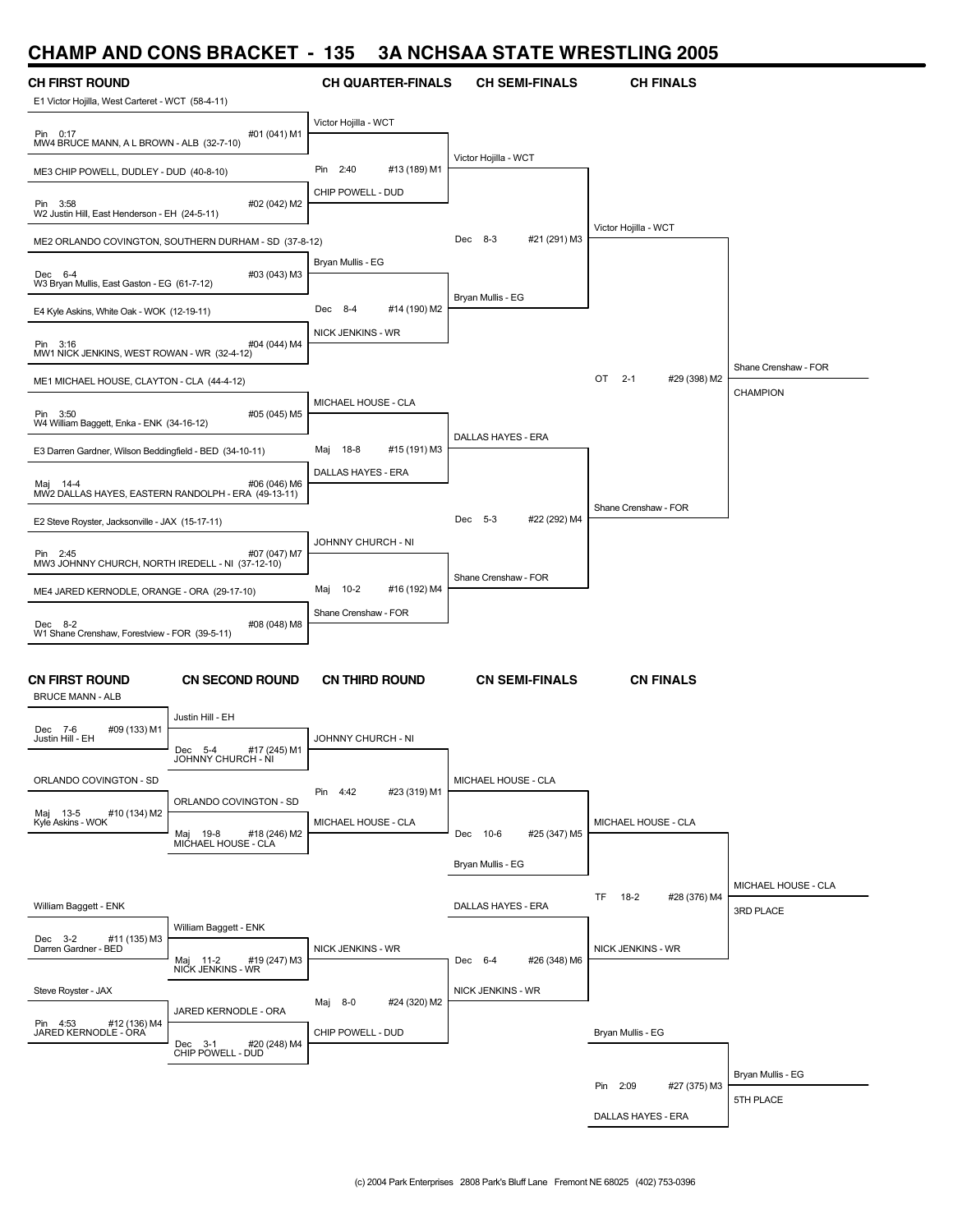# CHAMP AND CONS BRACKET - 135 3A NCHSAA STATE WRESTLING 2005

## CH FIRST ROUND

| Bout | Wrestler 1 | Wrestler 2 | Result | Match |
|---|---|---|---|---|
| 1 | E1 Victor Hojilla, West Carteret - WCT (58-4-11) | MW4 BRUCE MANN, A L BROWN - ALB (32-7-10) | Pin 0:17 | #01 (041) M1 |
| 2 | ME3 CHIP POWELL, DUDLEY - DUD (40-8-10) | W2 Justin Hill, East Henderson - EH (24-5-11) | Pin 3:58 | #02 (042) M2 |
| 3 | ME2 ORLANDO COVINGTON, SOUTHERN DURHAM - SD (37-8-12) | W3 Bryan Mullis, East Gaston - EG (61-7-12) | Dec 6-4 | #03 (043) M3 |
| 4 | E4 Kyle Askins, White Oak - WOK (12-19-11) | MW1 NICK JENKINS, WEST ROWAN - WR (32-4-12) | Pin 3:16 | #04 (044) M4 |
| 5 | ME1 MICHAEL HOUSE, CLAYTON - CLA (44-4-12) | W4 William Baggett, Enka - ENK (34-16-12) | Pin 3:50 | #05 (045) M5 |
| 6 | E3 Darren Gardner, Wilson Beddingfield - BED (34-10-11) | MW2 DALLAS HAYES, EASTERN RANDOLPH - ERA (49-13-11) | Maj 14-4 | #06 (046) M6 |
| 7 | E2 Steve Royster, Jacksonville - JAX (15-17-11) | MW3 JOHNNY CHURCH, NORTH IREDELL - NI (37-12-10) | Pin 2:45 | #07 (047) M7 |
| 8 | ME4 JARED KERNODLE, ORANGE - ORA (29-17-10) | W1 Shane Crenshaw, Forestview - FOR (39-5-11) | Dec 8-2 | #08 (048) M8 |

## CH QUARTER-FINALS

| Winner | Result | Match |
|---|---|---|
| Victor Hojilla - WCT (vs CHIP POWELL - DUD) | Pin 2:40 | #13 (189) M1 |
| Bryan Mullis - EG (vs NICK JENKINS - WR) | Dec 8-4 | #14 (190) M2 |
| DALLAS HAYES - ERA (vs MICHAEL HOUSE - CLA) | Maj 18-8 | #15 (191) M3 |
| Shane Crenshaw - FOR (vs JOHNNY CHURCH - NI) | Maj 10-2 | #16 (192) M4 |

## CH SEMI-FINALS

| Winner | Result | Match |
|---|---|---|
| Victor Hojilla - WCT (vs Bryan Mullis - EG) | Dec 8-3 | #21 (291) M3 |
| Shane Crenshaw - FOR (vs DALLAS HAYES - ERA) | Dec 5-3 | #22 (292) M4 |

## CH FINALS

Victor Hojilla - WCT vs Shane Crenshaw - FOR: OT 2-1, #29 (398) M2

**Shane Crenshaw - FOR — CHAMPION**

## CN FIRST ROUND

| Wrestlers | Winner | Result | Match |
|---|---|---|---|
| BRUCE MANN - ALB vs Justin Hill - EH | Justin Hill - EH | Dec 7-6 | #09 (133) M1 |
| ORLANDO COVINGTON - SD vs Kyle Askins - WOK | ORLANDO COVINGTON - SD | Maj 13-5 | #10 (134) M2 |
| William Baggett - ENK vs Darren Gardner - BED | William Baggett - ENK | Dec 3-2 | #11 (135) M3 |
| Steve Royster - JAX vs JARED KERNODLE - ORA | JARED KERNODLE - ORA | Pin 4:53 | #12 (136) M4 |

## CN SECOND ROUND

| Wrestlers | Winner | Result | Match |
|---|---|---|---|
| Justin Hill - EH vs JOHNNY CHURCH - NI | JOHNNY CHURCH - NI | Dec 5-4 | #17 (245) M1 |
| ORLANDO COVINGTON - SD vs MICHAEL HOUSE - CLA | MICHAEL HOUSE - CLA | Maj 19-8 | #18 (246) M2 |
| William Baggett - ENK vs NICK JENKINS - WR | NICK JENKINS - WR | Maj 11-2 | #19 (247) M3 |
| JARED KERNODLE - ORA vs CHIP POWELL - DUD | CHIP POWELL - DUD | Dec 3-1 | #20 (248) M4 |

## CN THIRD ROUND

| Wrestlers | Winner | Result | Match |
|---|---|---|---|
| JOHNNY CHURCH - NI vs MICHAEL HOUSE - CLA | MICHAEL HOUSE - CLA | Pin 4:42 | #23 (319) M1 |
| NICK JENKINS - WR vs CHIP POWELL - DUD | NICK JENKINS - WR | Maj 8-0 | #24 (320) M2 |

## CN SEMI-FINALS

| Wrestlers | Winner | Result | Match |
|---|---|---|---|
| MICHAEL HOUSE - CLA vs Bryan Mullis - EG | MICHAEL HOUSE - CLA | Dec 10-6 | #25 (347) M5 |
| DALLAS HAYES - ERA vs NICK JENKINS - WR | NICK JENKINS - WR | Dec 6-4 | #26 (348) M6 |

## CN FINALS

| Wrestlers | Winner | Result | Match |
|---|---|---|---|
| MICHAEL HOUSE - CLA vs NICK JENKINS - WR | MICHAEL HOUSE - CLA — 3RD PLACE | TF 18-2 | #28 (376) M4 |
| Bryan Mullis - EG vs DALLAS HAYES - ERA | Bryan Mullis - EG — 5TH PLACE | Pin 2:09 | #27 (375) M3 |

(c) 2004 Park Enterprises 2808 Park's Bluff Lane Fremont NE 68025 (402) 753-0396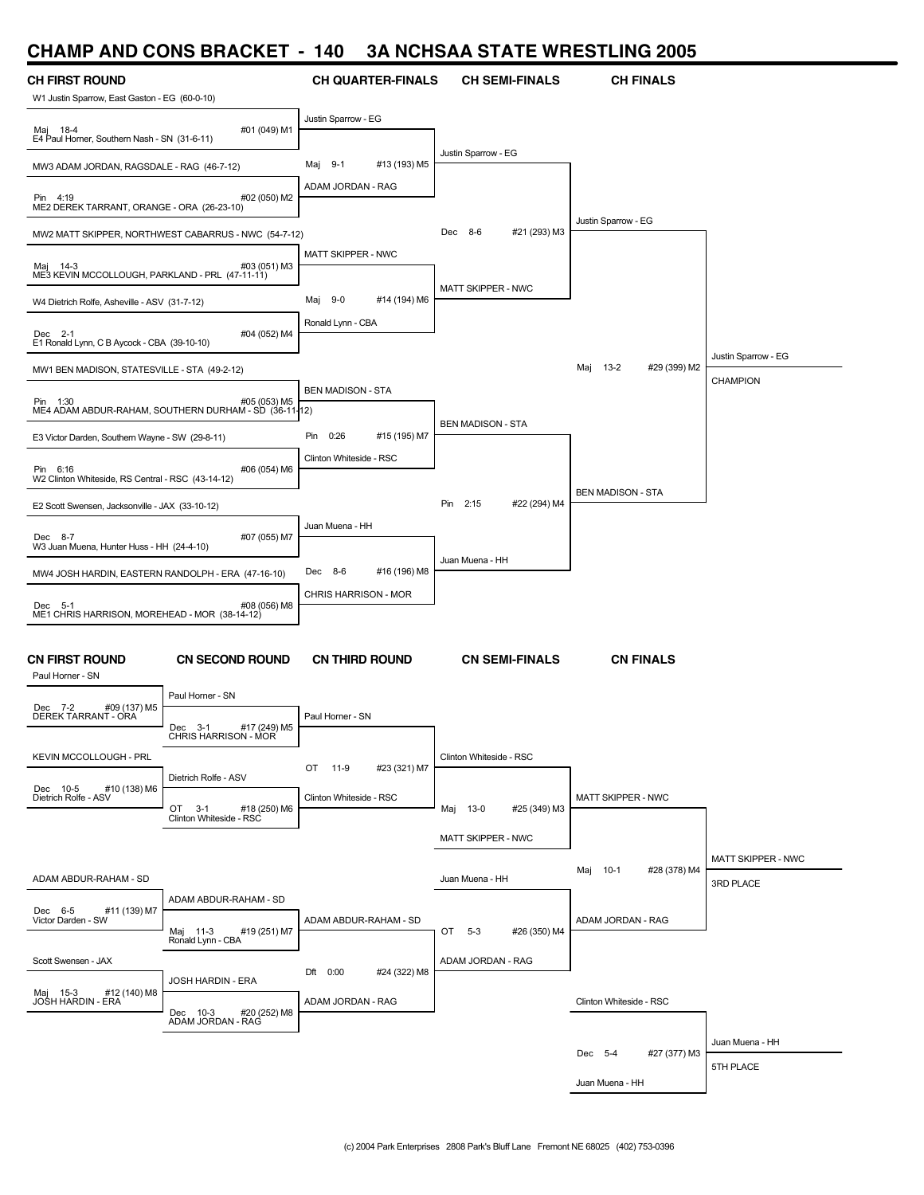# CHAMP AND CONS BRACKET - 140 3A NCHSAA STATE WRESTLING 2005

## CH FIRST ROUND

W1 Justin Sparrow, East Gaston - EG (60-0-10)
Maj 18-4 #01 (049) M1
E4 Paul Horner, Southern Nash - SN (31-6-11)

MW3 ADAM JORDAN, RAGSDALE - RAG (46-7-12)
Pin 4:19 #02 (050) M2
ME2 DEREK TARRANT, ORANGE - ORA (26-23-10)

MW2 MATT SKIPPER, NORTHWEST CABARRUS - NWC (54-7-12)
Maj 14-3 #03 (051) M3
ME3 KEVIN MCCOLLOUGH, PARKLAND - PRL (47-11-11)

W4 Dietrich Rolfe, Asheville - ASV (31-7-12)
Dec 2-1 #04 (052) M4
E1 Ronald Lynn, C B Aycock - CBA (39-10-10)

MW1 BEN MADISON, STATESVILLE - STA (49-2-12)
Pin 1:30 #05 (053) M5
ME4 ADAM ABDUR-RAHAM, SOUTHERN DURHAM - SD (36-11-12)

E3 Victor Darden, Southern Wayne - SW (29-8-11)
Pin 6:16 #06 (054) M6
W2 Clinton Whiteside, RS Central - RSC (43-14-12)

E2 Scott Swensen, Jacksonville - JAX (33-10-12)
Dec 8-7 #07 (055) M7
W3 Juan Muena, Hunter Huss - HH (24-4-10)

MW4 JOSH HARDIN, EASTERN RANDOLPH - ERA (47-16-10)
Dec 5-1 #08 (056) M8
ME1 CHRIS HARRISON, MOREHEAD - MOR (38-14-12)

## CH QUARTER-FINALS

Justin Sparrow - EG
Maj 9-1 #13 (193) M5
ADAM JORDAN - RAG

MATT SKIPPER - NWC
Maj 9-0 #14 (194) M6
Ronald Lynn - CBA

BEN MADISON - STA
Pin 0:26 #15 (195) M7
Clinton Whiteside - RSC

Juan Muena - HH
Dec 8-6 #16 (196) M8
CHRIS HARRISON - MOR

## CH SEMI-FINALS

Justin Sparrow - EG
Dec 8-6 #21 (293) M3
MATT SKIPPER - NWC

BEN MADISON - STA
Pin 2:15 #22 (294) M4
Juan Muena - HH

## CH FINALS

Justin Sparrow - EG
Maj 13-2 #29 (399) M2
BEN MADISON - STA

Justin Sparrow - EG
CHAMPION

## CN FIRST ROUND

Paul Horner - SN
Dec 7-2 #09 (137) M5
DEREK TARRANT - ORA

KEVIN MCCOLLOUGH - PRL
Dec 10-5 #10 (138) M6
Dietrich Rolfe - ASV

ADAM ABDUR-RAHAM - SD
Dec 6-5 #11 (139) M7
Victor Darden - SW

Scott Swensen - JAX
Maj 15-3 #12 (140) M8
JOSH HARDIN - ERA

## CN SECOND ROUND

Paul Horner - SN
Dec 3-1 #17 (249) M5
CHRIS HARRISON - MOR

Dietrich Rolfe - ASV
OT 3-1 #18 (250) M6
Clinton Whiteside - RSC

ADAM ABDUR-RAHAM - SD
Maj 11-3 #19 (251) M7
Ronald Lynn - CBA

JOSH HARDIN - ERA
Dec 10-3 #20 (252) M8
ADAM JORDAN - RAG

## CN THIRD ROUND

Paul Horner - SN
OT 11-9 #23 (321) M7
Clinton Whiteside - RSC

ADAM ABDUR-RAHAM - SD
Dft 0:00 #24 (322) M8
ADAM JORDAN - RAG

## CN SEMI-FINALS

Clinton Whiteside - RSC
Maj 13-0 #25 (349) M3
MATT SKIPPER - NWC

Juan Muena - HH
OT 5-3 #26 (350) M4
ADAM JORDAN - RAG

## CN FINALS

MATT SKIPPER - NWC
Maj 10-1 #28 (378) M4
ADAM JORDAN - RAG

MATT SKIPPER - NWC
3RD PLACE

Clinton Whiteside - RSC
Dec 5-4 #27 (377) M3
Juan Muena - HH

Juan Muena - HH
5TH PLACE

(c) 2004 Park Enterprises 2808 Park's Bluff Lane Fremont NE 68025 (402) 753-0396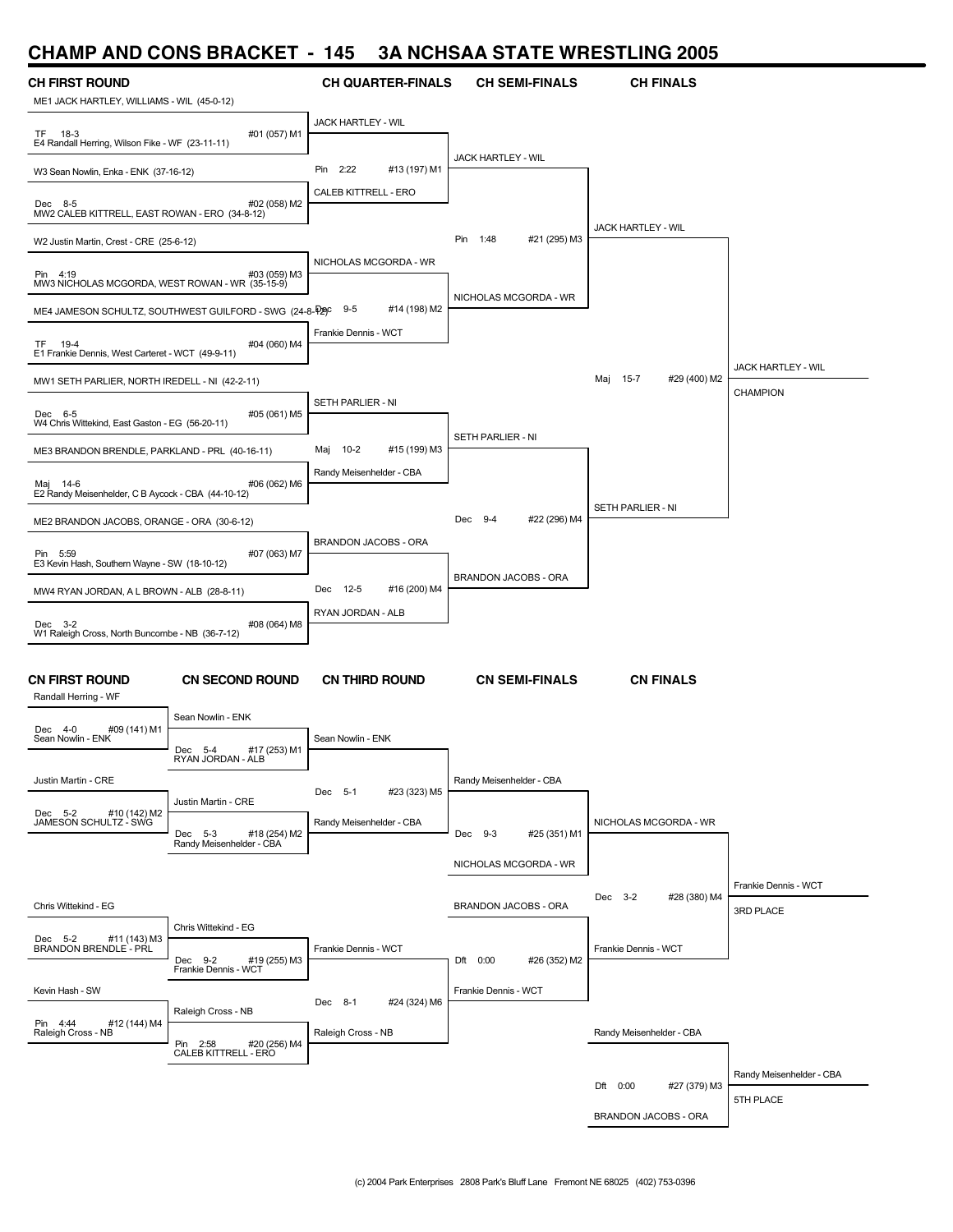# CHAMP AND CONS BRACKET - 145 3A NCHSAA STATE WRESTLING 2005

## CH FIRST ROUND | CH QUARTER-FINALS | CH SEMI-FINALS | CH FINALS

ME1 JACK HARTLEY, WILLIAMS - WIL (45-0-12)
TF 18-3 #01 (057) M1
E4 Randall Herring, Wilson Fike - WF (23-11-11)

W3 Sean Nowlin, Enka - ENK (37-16-12)
Dec 8-5 #02 (058) M2
MW2 CALEB KITTRELL, EAST ROWAN - ERO (34-8-12)

W2 Justin Martin, Crest - CRE (25-6-12)
Pin 4:19 #03 (059) M3
MW3 NICHOLAS MCGORDA, WEST ROWAN - WR (35-15-9)

ME4 JAMESON SCHULTZ, SOUTHWEST GUILFORD - SWG (24-8-12)
TF 19-4 #04 (060) M4
E1 Frankie Dennis, West Carteret - WCT (49-9-11)

MW1 SETH PARLIER, NORTH IREDELL - NI (42-2-11)
Dec 6-5 #05 (061) M5
W4 Chris Wittekind, East Gaston - EG (56-20-11)

ME3 BRANDON BRENDLE, PARKLAND - PRL (40-16-11)
Maj 14-6 #06 (062) M6
E2 Randy Meisenhelder, C B Aycock - CBA (44-10-12)

ME2 BRANDON JACOBS, ORANGE - ORA (30-6-12)
Pin 5:59 #07 (063) M7
E3 Kevin Hash, Southern Wayne - SW (18-10-12)

MW4 RYAN JORDAN, A L BROWN - ALB (28-8-11)
Dec 3-2 #08 (064) M8
W1 Raleigh Cross, North Buncombe - NB (36-7-12)

**CH Quarter-Finals**

JACK HARTLEY - WIL
Pin 2:22 #13 (197) M1
CALEB KITTRELL - ERO

NICHOLAS MCGORDA - WR
Dec 9-5 #14 (198) M2
Frankie Dennis - WCT

SETH PARLIER - NI
Maj 10-2 #15 (199) M3
Randy Meisenhelder - CBA

BRANDON JACOBS - ORA
Dec 12-5 #16 (200) M4
RYAN JORDAN - ALB

**CH Semi-Finals**

JACK HARTLEY - WIL
Pin 1:48 #21 (295) M3
NICHOLAS MCGORDA - WR

SETH PARLIER - NI
Dec 9-4 #22 (296) M4
BRANDON JACOBS - ORA

**CH Finals**

JACK HARTLEY - WIL
Maj 15-7 #29 (400) M2
SETH PARLIER - NI

JACK HARTLEY - WIL
CHAMPION

## CN FIRST ROUND | CN SECOND ROUND | CN THIRD ROUND | CN SEMI-FINALS | CN FINALS

**CN First Round**

Randall Herring - WF
Dec 4-0 #09 (141) M1
Sean Nowlin - ENK

Justin Martin - CRE
Dec 5-2 #10 (142) M2
JAMESON SCHULTZ - SWG

Chris Wittekind - EG
Dec 5-2 #11 (143) M3
BRANDON BRENDLE - PRL

Kevin Hash - SW
Pin 4:44 #12 (144) M4
Raleigh Cross - NB

**CN Second Round**

Sean Nowlin - ENK
Dec 5-4 #17 (253) M1
RYAN JORDAN - ALB

Justin Martin - CRE
Dec 5-3 #18 (254) M2
Randy Meisenhelder - CBA

Chris Wittekind - EG
Dec 9-2 #19 (255) M3
Frankie Dennis - WCT

Raleigh Cross - NB
Pin 2:58 #20 (256) M4
CALEB KITTRELL - ERO

**CN Third Round**

Sean Nowlin - ENK
Dec 5-1 #23 (323) M5
Randy Meisenhelder - CBA

Frankie Dennis - WCT
Dec 8-1 #24 (324) M6
Raleigh Cross - NB

**CN Semi-Finals**

Randy Meisenhelder - CBA
Dec 9-3 #25 (351) M1
NICHOLAS MCGORDA - WR

BRANDON JACOBS - ORA
Dft 0:00 #26 (352) M2
Frankie Dennis - WCT

**CN Finals**

NICHOLAS MCGORDA - WR
Dec 3-2 #28 (380) M4
Frankie Dennis - WCT

Frankie Dennis - WCT
3RD PLACE

Randy Meisenhelder - CBA
Dft 0:00 #27 (379) M3
BRANDON JACOBS - ORA

Randy Meisenhelder - CBA
5TH PLACE

(c) 2004 Park Enterprises 2808 Park's Bluff Lane Fremont NE 68025 (402) 753-0396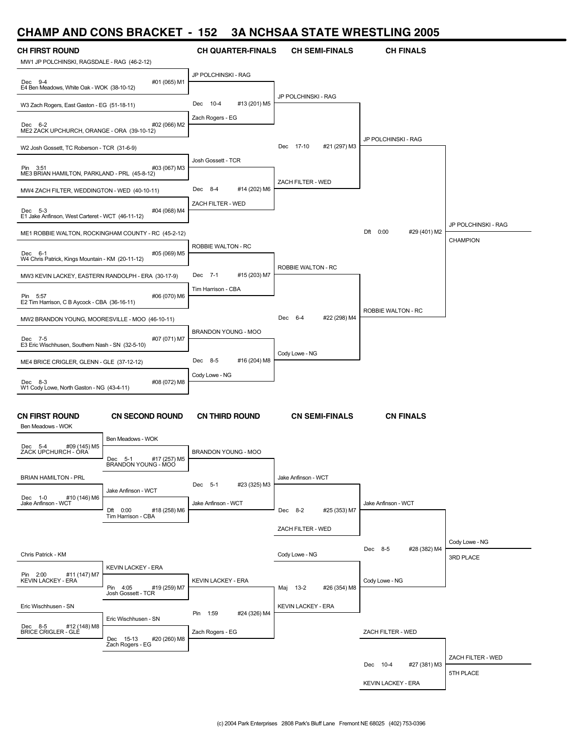# CHAMP AND CONS BRACKET - 152 3A NCHSAA STATE WRESTLING 2005

## CH FIRST ROUND

MW1 JP POLCHINSKI, RAGSDALE - RAG (46-2-12)
Dec 9-4 #01 (065) M1
E4 Ben Meadows, White Oak - WOK (38-10-12)

W3 Zach Rogers, East Gaston - EG (51-18-11)
Dec 6-2 #02 (066) M2
ME2 ZACK UPCHURCH, ORANGE - ORA (39-10-12)

W2 Josh Gossett, TC Roberson - TCR (31-6-9)
Pin 3:51 #03 (067) M3
ME3 BRIAN HAMILTON, PARKLAND - PRL (45-8-12)

MW4 ZACH FILTER, WEDDINGTON - WED (40-10-11)
Dec 5-3 #04 (068) M4
E1 Jake Anfinson, West Carteret - WCT (46-11-12)

ME1 ROBBIE WALTON, ROCKINGHAM COUNTY - RC (45-2-12)
Dec 6-1 #05 (069) M5
W4 Chris Patrick, Kings Mountain - KM (20-11-12)

MW3 KEVIN LACKEY, EASTERN RANDOLPH - ERA (30-17-9)
Pin 5:57 #06 (070) M6
E2 Tim Harrison, C B Aycock - CBA (36-16-11)

MW2 BRANDON YOUNG, MOORESVILLE - MOO (46-10-11)
Dec 7-5 #07 (071) M7
E3 Eric Wischhusen, Southern Nash - SN (32-5-10)

ME4 BRICE CRIGLER, GLENN - GLE (37-12-12)
Dec 8-3 #08 (072) M8
W1 Cody Lowe, North Gaston - NG (43-4-11)

## CH QUARTER-FINALS

JP POLCHINSKI - RAG
Dec 10-4 #13 (201) M5
Zach Rogers - EG

Josh Gossett - TCR
Dec 8-4 #14 (202) M6
ZACH FILTER - WED

ROBBIE WALTON - RC
Dec 7-1 #15 (203) M7
Tim Harrison - CBA

BRANDON YOUNG - MOO
Dec 8-5 #16 (204) M8
Cody Lowe - NG

## CH SEMI-FINALS

JP POLCHINSKI - RAG
Dec 17-10 #21 (297) M3
ZACH FILTER - WED

ROBBIE WALTON - RC
Dec 6-4 #22 (298) M4
Cody Lowe - NG

## CH FINALS

JP POLCHINSKI - RAG
Dft 0:00 #29 (401) M2
ROBBIE WALTON - RC

JP POLCHINSKI - RAG
CHAMPION

## CN FIRST ROUND

Ben Meadows - WOK
Dec 5-4 #09 (145) M5
ZACK UPCHURCH - ORA

BRIAN HAMILTON - PRL
Dec 1-0 #10 (146) M6
Jake Anfinson - WCT

Chris Patrick - KM
Pin 2:00 #11 (147) M7
KEVIN LACKEY - ERA

Eric Wischhusen - SN
Dec 8-5 #12 (148) M8
BRICE CRIGLER - GLE

## CN SECOND ROUND

Ben Meadows - WOK
Dec 5-1 #17 (257) M5
BRANDON YOUNG - MOO

Jake Anfinson - WCT
Dft 0:00 #18 (258) M6
Tim Harrison - CBA

KEVIN LACKEY - ERA
Pin 4:05 #19 (259) M7
Josh Gossett - TCR

Eric Wischhusen - SN
Dec 15-13 #20 (260) M8
Zach Rogers - EG

## CN THIRD ROUND

BRANDON YOUNG - MOO
Dec 5-1 #23 (325) M3
Jake Anfinson - WCT

KEVIN LACKEY - ERA
Pin 1:59 #24 (326) M4
Zach Rogers - EG

## CN SEMI-FINALS

Jake Anfinson - WCT
Dec 8-2 #25 (353) M7
ZACH FILTER - WED

Cody Lowe - NG
Maj 13-2 #26 (354) M8
KEVIN LACKEY - ERA

## CN FINALS

Jake Anfinson - WCT
Dec 8-5 #28 (382) M4
Cody Lowe - NG

Cody Lowe - NG
3RD PLACE

ZACH FILTER - WED
Dec 10-4 #27 (381) M3
KEVIN LACKEY - ERA

ZACH FILTER - WED
5TH PLACE

(c) 2004 Park Enterprises 2808 Park's Bluff Lane Fremont NE 68025 (402) 753-0396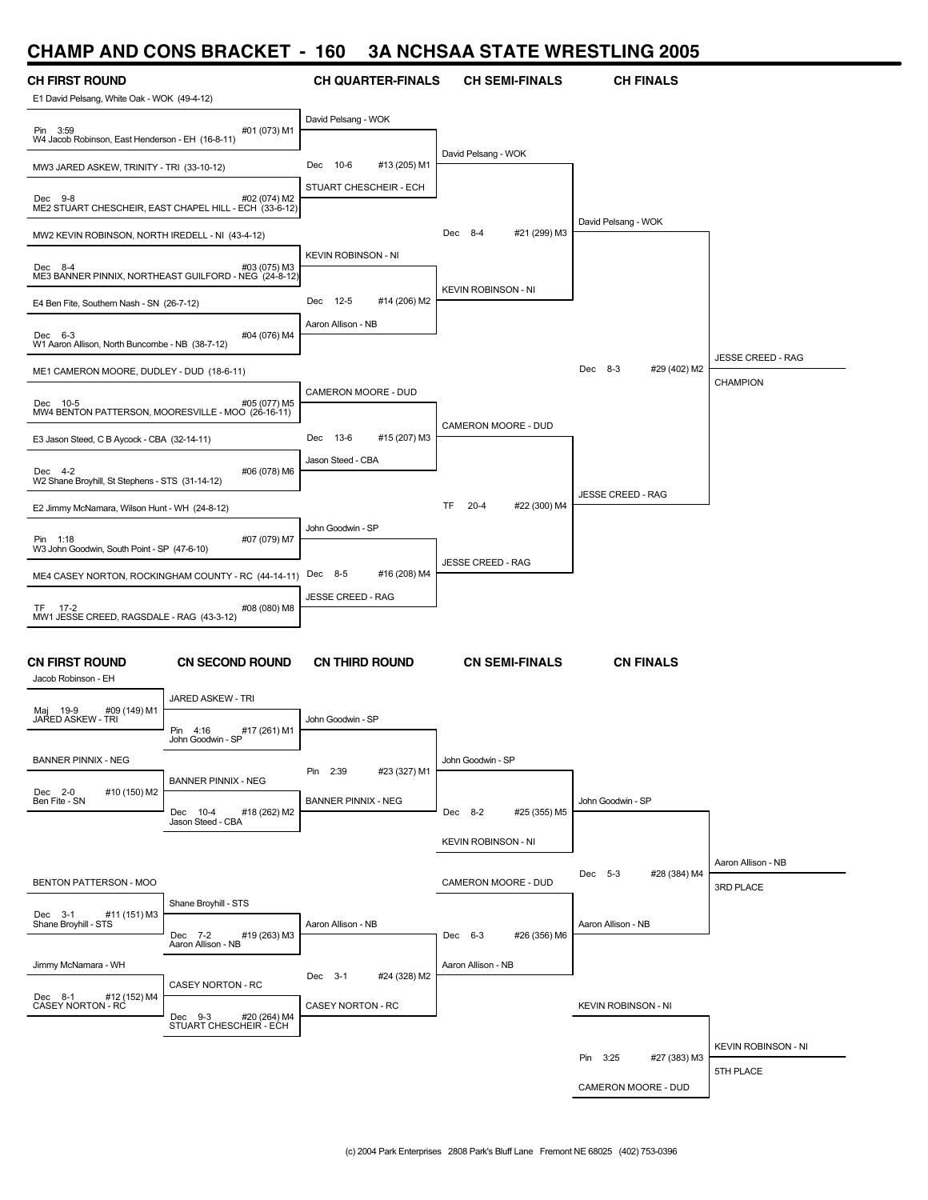# CHAMP AND CONS BRACKET - 160 3A NCHSAA STATE WRESTLING 2005

## CH FIRST ROUND

E1 David Pelsang, White Oak - WOK (49-4-12)
Pin 3:59 — #01 (073) M1
W4 Jacob Robinson, East Henderson - EH (16-8-11)

MW3 JARED ASKEW, TRINITY - TRI (33-10-12)
Dec 9-8 — #02 (074) M2
ME2 STUART CHESCHEIR, EAST CHAPEL HILL - ECH (33-6-12)

MW2 KEVIN ROBINSON, NORTH IREDELL - NI (43-4-12)
Dec 8-4 — #03 (075) M3
ME3 BANNER PINNIX, NORTHEAST GUILFORD - NEG (24-8-12)

E4 Ben Fite, Southern Nash - SN (26-7-12)
Dec 6-3 — #04 (076) M4
W1 Aaron Allison, North Buncombe - NB (38-7-12)

ME1 CAMERON MOORE, DUDLEY - DUD (18-6-11)
Dec 10-5 — #05 (077) M5
MW4 BENTON PATTERSON, MOORESVILLE - MOO (26-16-11)

E3 Jason Steed, C B Aycock - CBA (32-14-11)
Dec 4-2 — #06 (078) M6
W2 Shane Broyhill, St Stephens - STS (31-14-12)

E2 Jimmy McNamara, Wilson Hunt - WH (24-8-12)
Pin 1:18 — #07 (079) M7
W3 John Goodwin, South Point - SP (47-6-10)

ME4 CASEY NORTON, ROCKINGHAM COUNTY - RC (44-14-11)
TF 17-2 — #08 (080) M8
MW1 JESSE CREED, RAGSDALE - RAG (43-3-12)

## CH QUARTER-FINALS

David Pelsang - WOK
Dec 10-6 — #13 (205) M1
STUART CHESCHEIR - ECH

KEVIN ROBINSON - NI
Dec 12-5 — #14 (206) M2
Aaron Allison - NB

CAMERON MOORE - DUD
Dec 13-6 — #15 (207) M3
Jason Steed - CBA

John Goodwin - SP
Dec 8-5 — #16 (208) M4
JESSE CREED - RAG

## CH SEMI-FINALS

David Pelsang - WOK
Dec 8-4 — #21 (299) M3
KEVIN ROBINSON - NI

CAMERON MOORE - DUD
TF 20-4 — #22 (300) M4
JESSE CREED - RAG

## CH FINALS

David Pelsang - WOK
Dec 8-3 — #29 (402) M2
JESSE CREED - RAG

JESSE CREED - RAG — CHAMPION

## CN FIRST ROUND

Jacob Robinson - EH
Maj 19-9 — #09 (149) M1
JARED ASKEW - TRI

BANNER PINNIX - NEG
Dec 2-0 — #10 (150) M2
Ben Fite - SN

BENTON PATTERSON - MOO
Dec 3-1 — #11 (151) M3
Shane Broyhill - STS

Jimmy McNamara - WH
Dec 8-1 — #12 (152) M4
CASEY NORTON - RC

## CN SECOND ROUND

JARED ASKEW - TRI
Pin 4:16 — #17 (261) M1
John Goodwin - SP

BANNER PINNIX - NEG
Dec 10-4 — #18 (262) M2
Jason Steed - CBA

Shane Broyhill - STS
Dec 7-2 — #19 (263) M3
Aaron Allison - NB

CASEY NORTON - RC
Dec 9-3 — #20 (264) M4
STUART CHESCHEIR - ECH

## CN THIRD ROUND

John Goodwin - SP
Pin 2:39 — #23 (327) M1
BANNER PINNIX - NEG

Aaron Allison - NB
Dec 3-1 — #24 (328) M2
CASEY NORTON - RC

## CN SEMI-FINALS

John Goodwin - SP
Dec 8-2 — #25 (355) M5
KEVIN ROBINSON - NI

CAMERON MOORE - DUD
Dec 6-3 — #26 (356) M6
Aaron Allison - NB

## CN FINALS

John Goodwin - SP
Dec 5-3 — #28 (384) M4
Aaron Allison - NB

Aaron Allison - NB — 3RD PLACE

KEVIN ROBINSON - NI
Pin 3:25 — #27 (383) M3
CAMERON MOORE - DUD

KEVIN ROBINSON - NI — 5TH PLACE

(c) 2004 Park Enterprises 2808 Park's Bluff Lane Fremont NE 68025 (402) 753-0396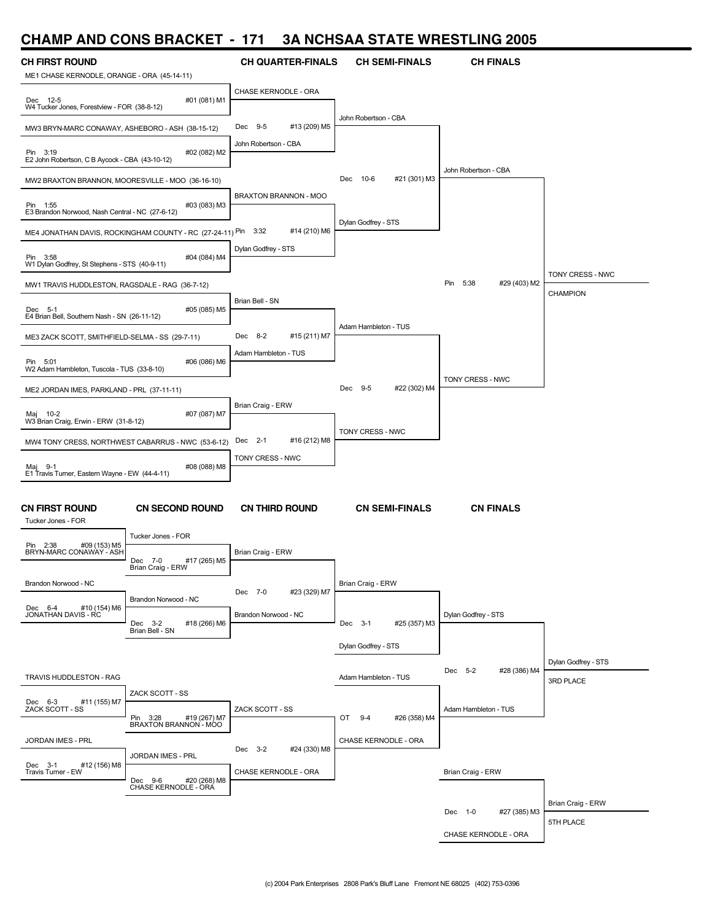# CHAMP AND CONS BRACKET - 171 3A NCHSAA STATE WRESTLING 2005

## CH FIRST ROUND | CH QUARTER-FINALS | CH SEMI-FINALS | CH FINALS

ME1 CHASE KERNODLE, ORANGE - ORA (45-14-11)
Dec 12-5 #01 (081) M1
W4 Tucker Jones, Forestview - FOR (38-8-12)

MW3 BRYN-MARC CONAWAY, ASHEBORO - ASH (38-15-12)
Pin 3:19 #02 (082) M2
E2 John Robertson, C B Aycock - CBA (43-10-12)

MW2 BRAXTON BRANNON, MOORESVILLE - MOO (36-16-10)
Pin 1:55 #03 (083) M3
E3 Brandon Norwood, Nash Central - NC (27-6-12)

ME4 JONATHAN DAVIS, ROCKINGHAM COUNTY - RC (27-24-11)
Pin 3:58 #04 (084) M4
W1 Dylan Godfrey, St Stephens - STS (40-9-11)

MW1 TRAVIS HUDDLESTON, RAGSDALE - RAG (36-7-12)
Dec 5-1 #05 (085) M5
E4 Brian Bell, Southern Nash - SN (26-11-12)

ME3 ZACK SCOTT, SMITHFIELD-SELMA - SS (29-7-11)
Pin 5:01 #06 (086) M6
W2 Adam Hambleton, Tuscola - TUS (33-8-10)

ME2 JORDAN IMES, PARKLAND - PRL (37-11-11)
Maj 10-2 #07 (087) M7
W3 Brian Craig, Erwin - ERW (31-8-12)

MW4 TONY CRESS, NORTHWEST CABARRUS - NWC (53-6-12)
Maj 9-1 #08 (088) M8
E1 Travis Turner, Eastern Wayne - EW (44-4-11)

**CH Quarter-Finals**

- CHASE KERNODLE - ORA / John Robertson - CBA — Dec 9-5 #13 (209) M5
- BRAXTON BRANNON - MOO / Dylan Godfrey - STS — Pin 3:32 #14 (210) M6
- Brian Bell - SN / Adam Hambleton - TUS — Dec 8-2 #15 (211) M7
- Brian Craig - ERW / TONY CRESS - NWC — Dec 2-1 #16 (212) M8

**CH Semi-Finals**

- John Robertson - CBA / Dylan Godfrey - STS — Dec 10-6 #21 (301) M3
- Adam Hambleton - TUS / TONY CRESS - NWC — Dec 9-5 #22 (302) M4

**CH Finals**

- John Robertson - CBA / TONY CRESS - NWC — Pin 5:38 #29 (403) M2

TONY CRESS - NWC
CHAMPION

## CN FIRST ROUND | CN SECOND ROUND | CN THIRD ROUND | CN SEMI-FINALS | CN FINALS

**CN First Round**

- Tucker Jones - FOR / BRYN-MARC CONAWAY - ASH — Pin 2:38 #09 (153) M5
- Brandon Norwood - NC / JONATHAN DAVIS - RC — Dec 6-4 #10 (154) M6
- TRAVIS HUDDLESTON - RAG / ZACK SCOTT - SS — Dec 6-3 #11 (155) M7
- JORDAN IMES - PRL / Travis Turner - EW — Dec 3-1 #12 (156) M8

**CN Second Round**

- Tucker Jones - FOR / Brian Craig - ERW — Dec 7-0 #17 (265) M5
- Brandon Norwood - NC / Brian Bell - SN — Dec 3-2 #18 (266) M6
- ZACK SCOTT - SS / BRAXTON BRANNON - MOO — Pin 3:28 #19 (267) M7
- JORDAN IMES - PRL / CHASE KERNODLE - ORA — Dec 9-6 #20 (268) M8

**CN Third Round**

- Brian Craig - ERW / Brandon Norwood - NC — Dec 7-0 #23 (329) M7
- ZACK SCOTT - SS / CHASE KERNODLE - ORA — Dec 3-2 #24 (330) M8

**CN Semi-Finals**

- Brian Craig - ERW / Dylan Godfrey - STS — Dec 3-1 #25 (357) M3
- Adam Hambleton - TUS / CHASE KERNODLE - ORA — OT 9-4 #26 (358) M4

**CN Finals**

- Dylan Godfrey - STS / Adam Hambleton - TUS — Dec 5-2 #28 (386) M4

Dylan Godfrey - STS
3RD PLACE

- Brian Craig - ERW / CHASE KERNODLE - ORA — Dec 1-0 #27 (385) M3

Brian Craig - ERW
5TH PLACE

(c) 2004 Park Enterprises 2808 Park's Bluff Lane Fremont NE 68025 (402) 753-0396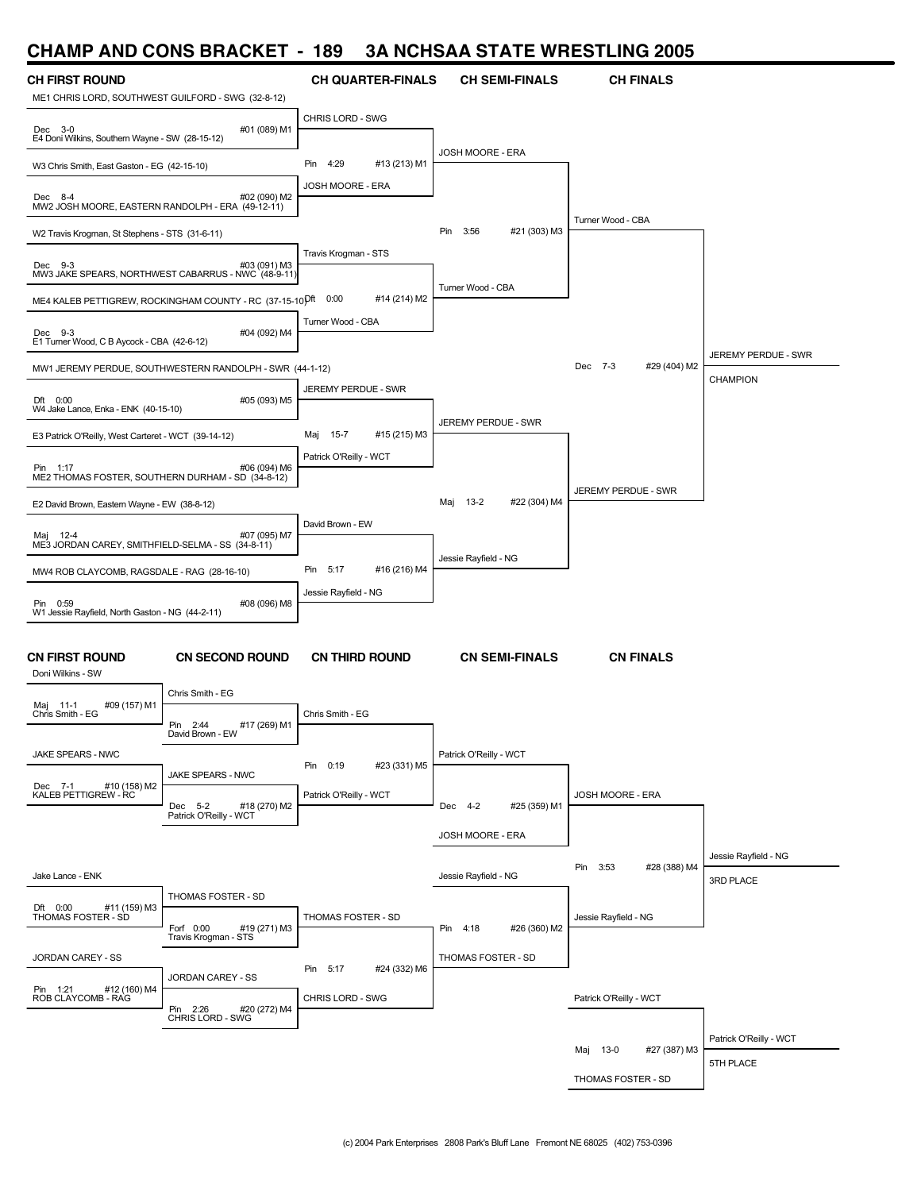# CHAMP AND CONS BRACKET - 189 3A NCHSAA STATE WRESTLING 2005

## CH FIRST ROUND

ME1 CHRIS LORD, SOUTHWEST GUILFORD - SWG (32-8-12)
Dec 3-0 #01 (089) M1
E4 Doni Wilkins, Southern Wayne - SW (28-15-12)

W3 Chris Smith, East Gaston - EG (42-15-10)
Dec 8-4 #02 (090) M2
MW2 JOSH MOORE, EASTERN RANDOLPH - ERA (49-12-11)

W2 Travis Krogman, St Stephens - STS (31-6-11)
Dec 9-3 #03 (091) M3
MW3 JAKE SPEARS, NORTHWEST CABARRUS - NWC (48-9-11)

ME4 KALEB PETTIGREW, ROCKINGHAM COUNTY - RC (37-15-10)
Dec 9-3 #04 (092) M4
E1 Turner Wood, C B Aycock - CBA (42-6-12)

MW1 JEREMY PERDUE, SOUTHWESTERN RANDOLPH - SWR (44-1-12)
Dft 0:00 #05 (093) M5
W4 Jake Lance, Enka - ENK (40-15-10)

E3 Patrick O'Reilly, West Carteret - WCT (39-14-12)
Pin 1:17 #06 (094) M6
ME2 THOMAS FOSTER, SOUTHERN DURHAM - SD (34-8-12)

E2 David Brown, Eastern Wayne - EW (38-8-12)
Maj 12-4 #07 (095) M7
ME3 JORDAN CAREY, SMITHFIELD-SELMA - SS (34-8-11)

MW4 ROB CLAYCOMB, RAGSDALE - RAG (28-16-10)
Pin 0:59 #08 (096) M8
W1 Jessie Rayfield, North Gaston - NG (44-2-11)

## CH QUARTER-FINALS

CHRIS LORD - SWG
Pin 4:29 #13 (213) M1
JOSH MOORE - ERA

Travis Krogman - STS
Dft 0:00 #14 (214) M2
Turner Wood - CBA

JEREMY PERDUE - SWR
Maj 15-7 #15 (215) M3
Patrick O'Reilly - WCT

David Brown - EW
Pin 5:17 #16 (216) M4
Jessie Rayfield - NG

## CH SEMI-FINALS

JOSH MOORE - ERA
Pin 3:56 #21 (303) M3
Turner Wood - CBA

JEREMY PERDUE - SWR
Maj 13-2 #22 (304) M4
Jessie Rayfield - NG

## CH FINALS

Turner Wood - CBA
Dec 7-3 #29 (404) M2
JEREMY PERDUE - SWR

JEREMY PERDUE - SWR
CHAMPION

## CN FIRST ROUND

Doni Wilkins - SW
Maj 11-1 #09 (157) M1
Chris Smith - EG

JAKE SPEARS - NWC
Dec 7-1 #10 (158) M2
KALEB PETTIGREW - RC

Jake Lance - ENK
Dft 0:00 #11 (159) M3
THOMAS FOSTER - SD

JORDAN CAREY - SS
Pin 1:21 #12 (160) M4
ROB CLAYCOMB - RAG

## CN SECOND ROUND

Chris Smith - EG
Pin 2:44 #17 (269) M1
David Brown - EW

JAKE SPEARS - NWC
Dec 5-2 #18 (270) M2
Patrick O'Reilly - WCT

THOMAS FOSTER - SD
Forf 0:00 #19 (271) M3
Travis Krogman - STS

JORDAN CAREY - SS
Pin 2:26 #20 (272) M4
CHRIS LORD - SWG

## CN THIRD ROUND

Chris Smith - EG
Pin 0:19 #23 (331) M5
Patrick O'Reilly - WCT

THOMAS FOSTER - SD
Pin 5:17 #24 (332) M6
CHRIS LORD - SWG

## CN SEMI-FINALS

Patrick O'Reilly - WCT
Dec 4-2 #25 (359) M1
JOSH MOORE - ERA

Jessie Rayfield - NG
Pin 4:18 #26 (360) M2
THOMAS FOSTER - SD

## CN FINALS

JOSH MOORE - ERA
Pin 3:53 #28 (388) M4
Jessie Rayfield - NG

Jessie Rayfield - NG
3RD PLACE

Patrick O'Reilly - WCT
Maj 13-0 #27 (387) M3
THOMAS FOSTER - SD

Patrick O'Reilly - WCT
5TH PLACE

(c) 2004 Park Enterprises 2808 Park's Bluff Lane Fremont NE 68025 (402) 753-0396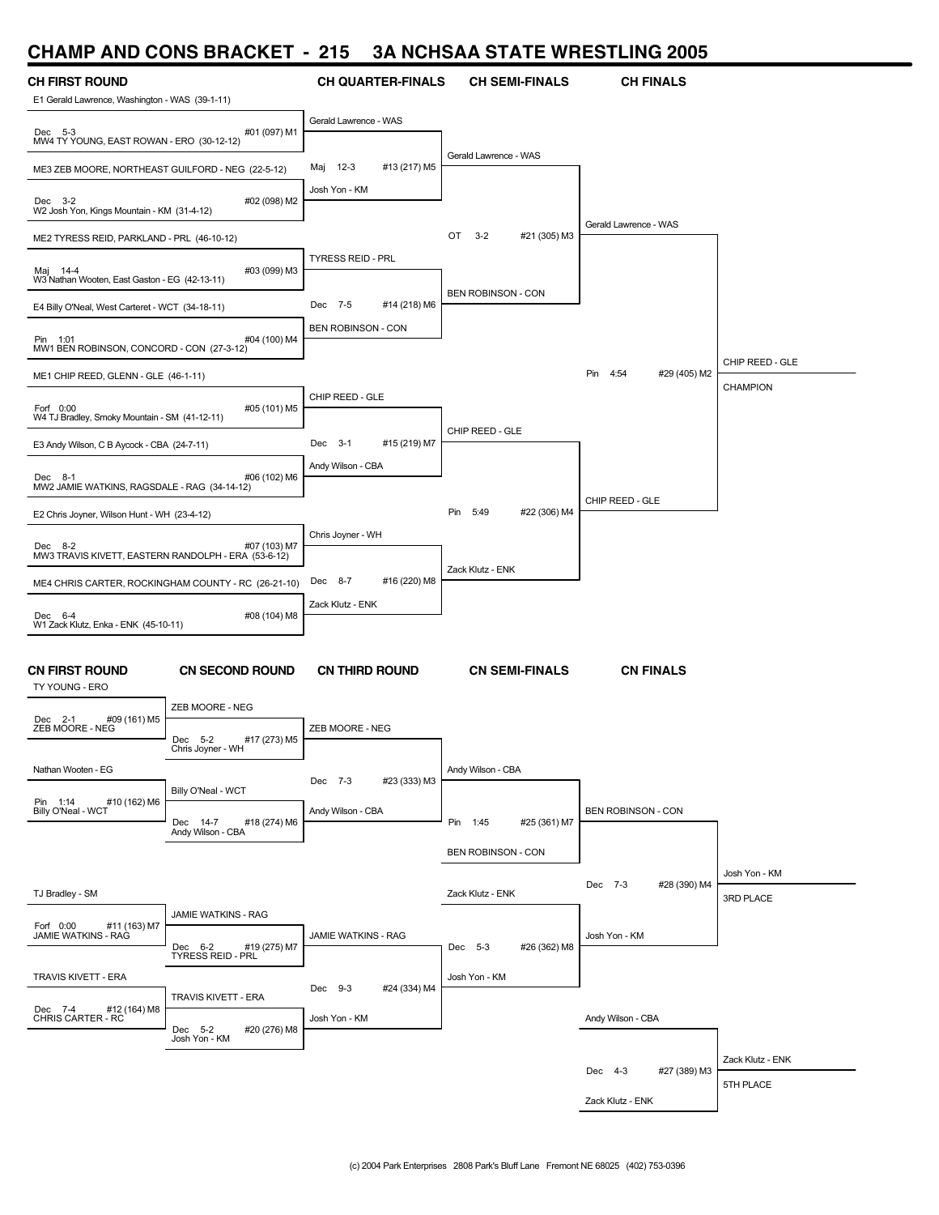# CHAMP AND CONS BRACKET - 215 3A NCHSAA STATE WRESTLING 2005

## CH FIRST ROUND

E1 Gerald Lawrence, Washington - WAS (39-1-11)

Dec 5-3 #01 (097) M1

MW4 TY YOUNG, EAST ROWAN - ERO (30-12-12)

ME3 ZEB MOORE, NORTHEAST GUILFORD - NEG (22-5-12)

Dec 3-2 #02 (098) M2

W2 Josh Yon, Kings Mountain - KM (31-4-12)

ME2 TYRESS REID, PARKLAND - PRL (46-10-12)

Maj 14-4 #03 (099) M3

W3 Nathan Wooten, East Gaston - EG (42-13-11)

E4 Billy O'Neal, West Carteret - WCT (34-18-11)

Pin 1:01 #04 (100) M4

MW1 BEN ROBINSON, CONCORD - CON (27-3-12)

ME1 CHIP REED, GLENN - GLE (46-1-11)

Forf 0:00 #05 (101) M5

W4 TJ Bradley, Smoky Mountain - SM (41-12-11)

E3 Andy Wilson, C B Aycock - CBA (24-7-11)

Dec 8-1 #06 (102) M6

MW2 JAMIE WATKINS, RAGSDALE - RAG (34-14-12)

E2 Chris Joyner, Wilson Hunt - WH (23-4-12)

Dec 8-2 #07 (103) M7

MW3 TRAVIS KIVETT, EASTERN RANDOLPH - ERA (53-6-12)

ME4 CHRIS CARTER, ROCKINGHAM COUNTY - RC (26-21-10)

Dec 6-4 #08 (104) M8

W1 Zack Klutz, Enka - ENK (45-10-11)

## CH QUARTER-FINALS

Gerald Lawrence - WAS

Maj 12-3 #13 (217) M5

Josh Yon - KM

TYRESS REID - PRL

Dec 7-5 #14 (218) M6

BEN ROBINSON - CON

CHIP REED - GLE

Dec 3-1 #15 (219) M7

Andy Wilson - CBA

Chris Joyner - WH

Dec 8-7 #16 (220) M8

Zack Klutz - ENK

## CH SEMI-FINALS

Gerald Lawrence - WAS

OT 3-2 #21 (305) M3

BEN ROBINSON - CON

CHIP REED - GLE

Pin 5:49 #22 (306) M4

Zack Klutz - ENK

## CH FINALS

Gerald Lawrence - WAS

Pin 4:54 #29 (405) M2

CHIP REED - GLE

CHIP REED - GLE

CHAMPION

## CN FIRST ROUND

TY YOUNG - ERO

Dec 2-1 #09 (161) M5

ZEB MOORE - NEG

Nathan Wooten - EG

Pin 1:14 #10 (162) M6

Billy O'Neal - WCT

TJ Bradley - SM

Forf 0:00 #11 (163) M7

JAMIE WATKINS - RAG

TRAVIS KIVETT - ERA

Dec 7-4 #12 (164) M8

CHRIS CARTER - RC

## CN SECOND ROUND

ZEB MOORE - NEG

Dec 5-2 #17 (273) M5

Chris Joyner - WH

Billy O'Neal - WCT

Dec 14-7 #18 (274) M6

Andy Wilson - CBA

JAMIE WATKINS - RAG

Dec 6-2 #19 (275) M7

TYRESS REID - PRL

TRAVIS KIVETT - ERA

Dec 5-2 #20 (276) M8

Josh Yon - KM

## CN THIRD ROUND

ZEB MOORE - NEG

Dec 7-3 #23 (333) M3

Andy Wilson - CBA

JAMIE WATKINS - RAG

Dec 9-3 #24 (334) M4

Josh Yon - KM

## CN SEMI-FINALS

Andy Wilson - CBA

Pin 1:45 #25 (361) M7

BEN ROBINSON - CON

Zack Klutz - ENK

Dec 5-3 #26 (362) M8

Josh Yon - KM

## CN FINALS

BEN ROBINSON - CON

Dec 7-3 #28 (390) M4

Josh Yon - KM

Josh Yon - KM

3RD PLACE

Andy Wilson - CBA

Dec 4-3 #27 (389) M3

Zack Klutz - ENK

Zack Klutz - ENK

5TH PLACE

(c) 2004 Park Enterprises 2808 Park's Bluff Lane Fremont NE 68025 (402) 753-0396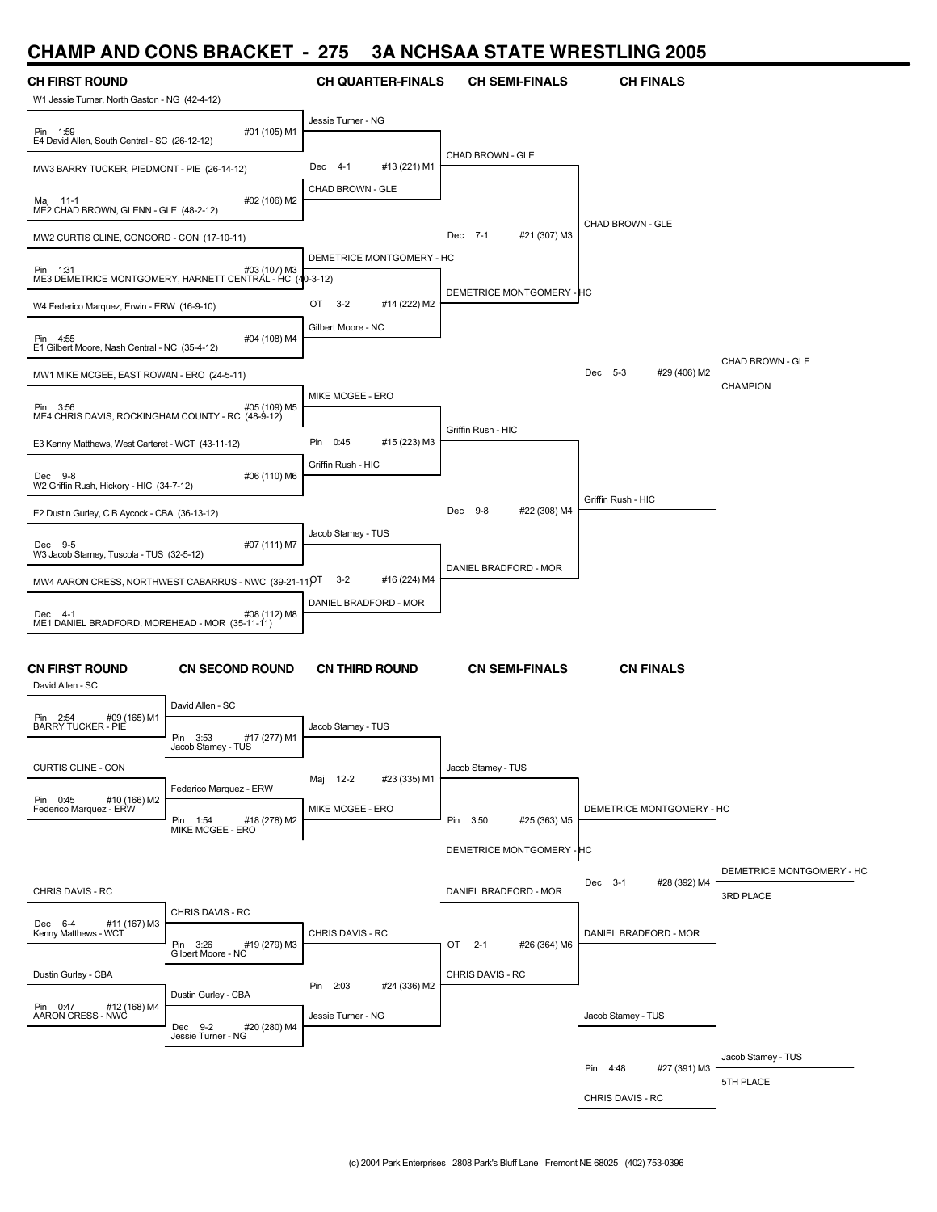# CHAMP AND CONS BRACKET - 275 3A NCHSAA STATE WRESTLING 2005

## CH FIRST ROUND

W1 Jessie Turner, North Gaston - NG (42-4-12)
Pin 1:59 #01 (105) M1
E4 David Allen, South Central - SC (26-12-12)

MW3 BARRY TUCKER, PIEDMONT - PIE (26-14-12)
Maj 11-1 #02 (106) M2
ME2 CHAD BROWN, GLENN - GLE (48-2-12)

MW2 CURTIS CLINE, CONCORD - CON (17-10-11)
Pin 1:31 #03 (107) M3
ME3 DEMETRICE MONTGOMERY, HARNETT CENTRAL - HC (40-3-12)

W4 Federico Marquez, Erwin - ERW (16-9-10)
Pin 4:55 #04 (108) M4
E1 Gilbert Moore, Nash Central - NC (35-4-12)

MW1 MIKE MCGEE, EAST ROWAN - ERO (24-5-11)
Pin 3:56 #05 (109) M5
ME4 CHRIS DAVIS, ROCKINGHAM COUNTY - RC (48-9-12)

E3 Kenny Matthews, West Carteret - WCT (43-11-12)
Dec 9-8 #06 (110) M6
W2 Griffin Rush, Hickory - HIC (34-7-12)

E2 Dustin Gurley, C B Aycock - CBA (36-13-12)
Dec 9-5 #07 (111) M7
W3 Jacob Stamey, Tuscola - TUS (32-5-12)

MW4 AARON CRESS, NORTHWEST CABARRUS - NWC (39-21-11)
Dec 4-1 #08 (112) M8
ME1 DANIEL BRADFORD, MOREHEAD - MOR (35-11-11)

## CH QUARTER-FINALS

Jessie Turner - NG
Dec 4-1 #13 (221) M1
CHAD BROWN - GLE

DEMETRICE MONTGOMERY - HC
OT 3-2 #14 (222) M2
Gilbert Moore - NC

MIKE MCGEE - ERO
Pin 0:45 #15 (223) M3
Griffin Rush - HIC

Jacob Stamey - TUS
OT 3-2 #16 (224) M4
DANIEL BRADFORD - MOR

## CH SEMI-FINALS

CHAD BROWN - GLE
Dec 7-1 #21 (307) M3
DEMETRICE MONTGOMERY - HC

Griffin Rush - HIC
Dec 9-8 #22 (308) M4
DANIEL BRADFORD - MOR

## CH FINALS

CHAD BROWN - GLE
Dec 5-3 #29 (406) M2
Griffin Rush - HIC

CHAD BROWN - GLE
CHAMPION

## CN FIRST ROUND

David Allen - SC
Pin 2:54 #09 (165) M1
BARRY TUCKER - PIE

CURTIS CLINE - CON
Pin 0:45 #10 (166) M2
Federico Marquez - ERW

CHRIS DAVIS - RC
Dec 6-4 #11 (167) M3
Kenny Matthews - WCT

Dustin Gurley - CBA
Pin 0:47 #12 (168) M4
AARON CRESS - NWC

## CN SECOND ROUND

David Allen - SC
Pin 3:53 #17 (277) M1
Jacob Stamey - TUS

Federico Marquez - ERW
Pin 1:54 #18 (278) M2
MIKE MCGEE - ERO

CHRIS DAVIS - RC
Pin 3:26 #19 (279) M3
Gilbert Moore - NC

Dustin Gurley - CBA
Dec 9-2 #20 (280) M4
Jessie Turner - NG

## CN THIRD ROUND

Jacob Stamey - TUS
Maj 12-2 #23 (335) M1
MIKE MCGEE - ERO

CHRIS DAVIS - RC
Pin 2:03 #24 (336) M2
Jessie Turner - NG

## CN SEMI-FINALS

Jacob Stamey - TUS
Pin 3:50 #25 (363) M5
DEMETRICE MONTGOMERY - HC

DANIEL BRADFORD - MOR
OT 2-1 #26 (364) M6
CHRIS DAVIS - RC

## CN FINALS

DEMETRICE MONTGOMERY - HC
Dec 3-1 #28 (392) M4
DANIEL BRADFORD - MOR

DEMETRICE MONTGOMERY - HC
3RD PLACE

Jacob Stamey - TUS
Pin 4:48 #27 (391) M3
CHRIS DAVIS - RC

Jacob Stamey - TUS
5TH PLACE

(c) 2004 Park Enterprises 2808 Park's Bluff Lane Fremont NE 68025 (402) 753-0396